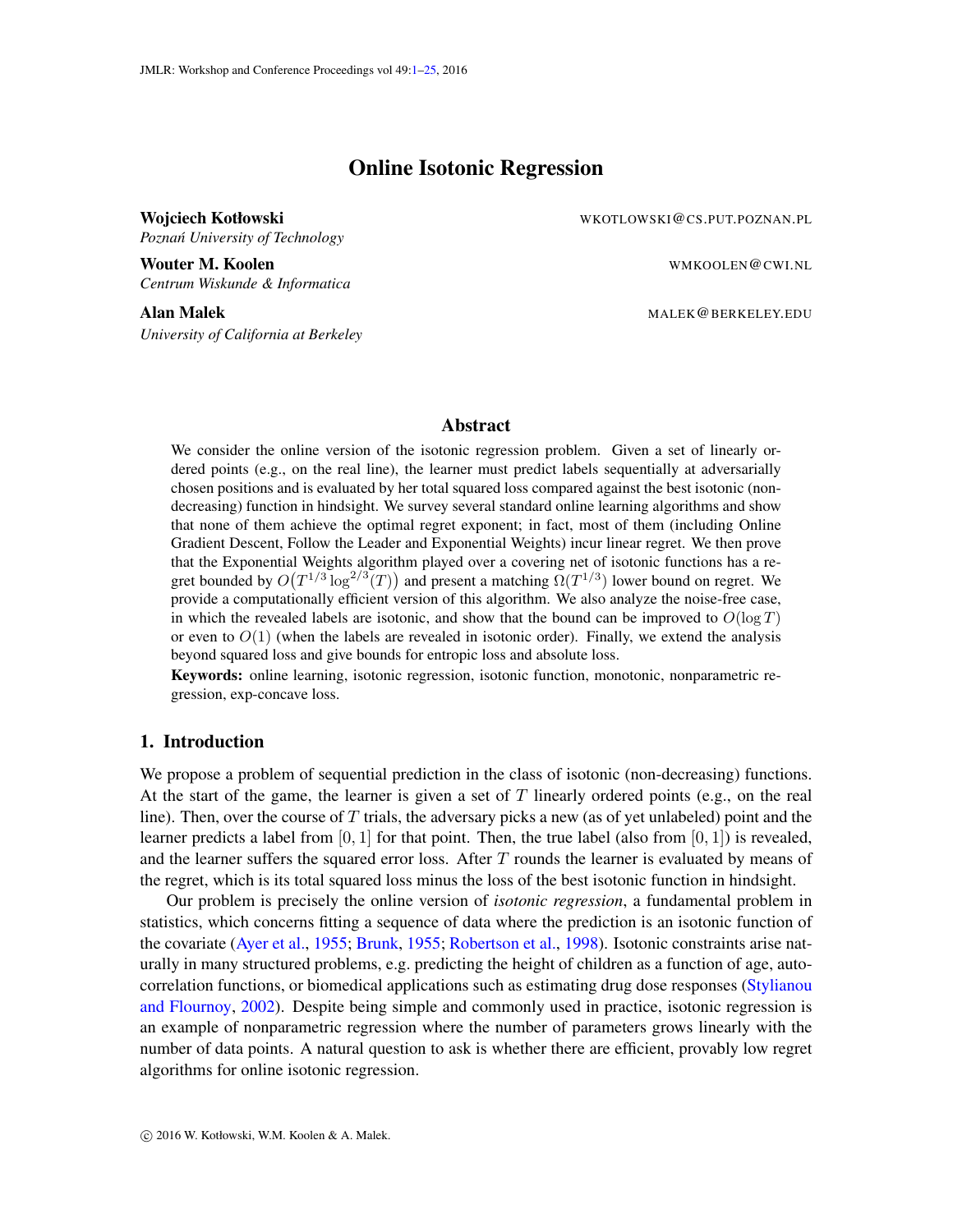# Online Isotonic Regression

**Wojciech Kotłowski** WKOTLOWSKI@CS.PUT.POZNAN.PL
*Poznań University of Technology*

**Wouter M. Koolen** WMKOOLEN@CWI.NL
*Centrum Wiskunde & Informatica*

**Alan Malek** MALEK@BERKELEY.EDU
*University of California at Berkeley*

## Abstract

We consider the online version of the isotonic regression problem. Given a set of linearly ordered points (e.g., on the real line), the learner must predict labels sequentially at adversarially chosen positions and is evaluated by her total squared loss compared against the best isotonic (non-decreasing) function in hindsight. We survey several standard online learning algorithms and show that none of them achieve the optimal regret exponent; in fact, most of them (including Online Gradient Descent, Follow the Leader and Exponential Weights) incur linear regret. We then prove that the Exponential Weights algorithm played over a covering net of isotonic functions has a regret bounded by $O\big(T^{1/3}\log^{2/3}(T)\big)$ and present a matching $\Omega(T^{1/3})$ lower bound on regret. We provide a computationally efficient version of this algorithm. We also analyze the noise-free case, in which the revealed labels are isotonic, and show that the bound can be improved to $O(\log T)$ or even to $O(1)$ (when the labels are revealed in isotonic order). Finally, we extend the analysis beyond squared loss and give bounds for entropic loss and absolute loss.

**Keywords:** online learning, isotonic regression, isotonic function, monotonic, nonparametric regression, exp-concave loss.

## 1. Introduction

We propose a problem of sequential prediction in the class of isotonic (non-decreasing) functions. At the start of the game, the learner is given a set of $T$ linearly ordered points (e.g., on the real line). Then, over the course of $T$ trials, the adversary picks a new (as of yet unlabeled) point and the learner predicts a label from $[0, 1]$ for that point. Then, the true label (also from $[0, 1]$) is revealed, and the learner suffers the squared error loss. After $T$ rounds the learner is evaluated by means of the regret, which is its total squared loss minus the loss of the best isotonic function in hindsight.

Our problem is precisely the online version of *isotonic regression*, a fundamental problem in statistics, which concerns fitting a sequence of data where the prediction is an isotonic function of the covariate (Ayer et al., 1955; Brunk, 1955; Robertson et al., 1998). Isotonic constraints arise naturally in many structured problems, e.g. predicting the height of children as a function of age, autocorrelation functions, or biomedical applications such as estimating drug dose responses (Stylianou and Flournoy, 2002). Despite being simple and commonly used in practice, isotonic regression is an example of nonparametric regression where the number of parameters grows linearly with the number of data points. A natural question to ask is whether there are efficient, provably low regret algorithms for online isotonic regression.

© 2016 W. Kotłowski, W.M. Koolen & A. Malek.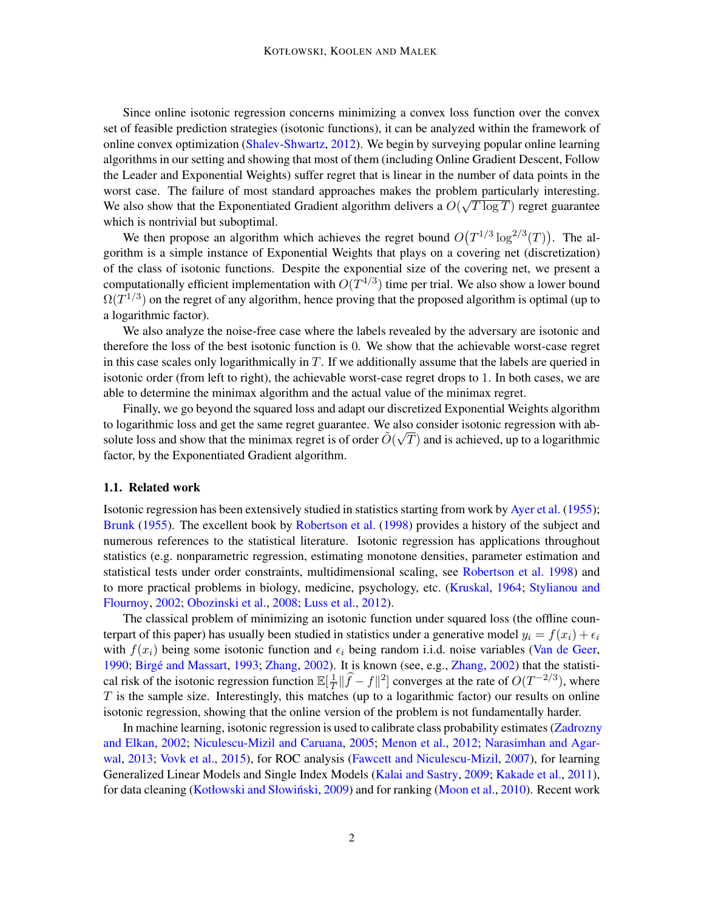Since online isotonic regression concerns minimizing a convex loss function over the convex set of feasible prediction strategies (isotonic functions), it can be analyzed within the framework of online convex optimization (Shalev-Shwartz, 2012). We begin by surveying popular online learning algorithms in our setting and showing that most of them (including Online Gradient Descent, Follow the Leader and Exponential Weights) suffer regret that is linear in the number of data points in the worst case. The failure of most standard approaches makes the problem particularly interesting. We also show that the Exponentiated Gradient algorithm delivers a $O(\sqrt{T \log T})$ regret guarantee which is nontrivial but suboptimal.

We then propose an algorithm which achieves the regret bound $O\big(T^{1/3} \log^{2/3}(T)\big)$. The algorithm is a simple instance of Exponential Weights that plays on a covering net (discretization) of the class of isotonic functions. Despite the exponential size of the covering net, we present a computationally efficient implementation with $O(T^{4/3})$ time per trial. We also show a lower bound $\Omega(T^{1/3})$ on the regret of any algorithm, hence proving that the proposed algorithm is optimal (up to a logarithmic factor).

We also analyze the noise-free case where the labels revealed by the adversary are isotonic and therefore the loss of the best isotonic function is 0. We show that the achievable worst-case regret in this case scales only logarithmically in $T$. If we additionally assume that the labels are queried in isotonic order (from left to right), the achievable worst-case regret drops to 1. In both cases, we are able to determine the minimax algorithm and the actual value of the minimax regret.

Finally, we go beyond the squared loss and adapt our discretized Exponential Weights algorithm to logarithmic loss and get the same regret guarantee. We also consider isotonic regression with absolute loss and show that the minimax regret is of order $\tilde{O}(\sqrt{T})$ and is achieved, up to a logarithmic factor, by the Exponentiated Gradient algorithm.

### 1.1. Related work

Isotonic regression has been extensively studied in statistics starting from work by Ayer et al. (1955); Brunk (1955). The excellent book by Robertson et al. (1998) provides a history of the subject and numerous references to the statistical literature. Isotonic regression has applications throughout statistics (e.g. nonparametric regression, estimating monotone densities, parameter estimation and statistical tests under order constraints, multidimensional scaling, see Robertson et al. 1998) and to more practical problems in biology, medicine, psychology, etc. (Kruskal, 1964; Stylianou and Flournoy, 2002; Obozinski et al., 2008; Luss et al., 2012).

The classical problem of minimizing an isotonic function under squared loss (the offline counterpart of this paper) has usually been studied in statistics under a generative model $y_i = f(x_i) + \epsilon_i$ with $f(x_i)$ being some isotonic function and $\epsilon_i$ being random i.i.d. noise variables (Van de Geer, 1990; Birgé and Massart, 1993; Zhang, 2002). It is known (see, e.g., Zhang, 2002) that the statistical risk of the isotonic regression function $\mathbb{E}[\frac{1}{T}\|\widehat{f} - f\|^2]$ converges at the rate of $O(T^{-2/3})$, where $T$ is the sample size. Interestingly, this matches (up to a logarithmic factor) our results on online isotonic regression, showing that the online version of the problem is not fundamentally harder.

In machine learning, isotonic regression is used to calibrate class probability estimates (Zadrozny and Elkan, 2002; Niculescu-Mizil and Caruana, 2005; Menon et al., 2012; Narasimhan and Agarwal, 2013; Vovk et al., 2015), for ROC analysis (Fawcett and Niculescu-Mizil, 2007), for learning Generalized Linear Models and Single Index Models (Kalai and Sastry, 2009; Kakade et al., 2011), for data cleaning (Kotłowski and Słowiński, 2009) and for ranking (Moon et al., 2010). Recent work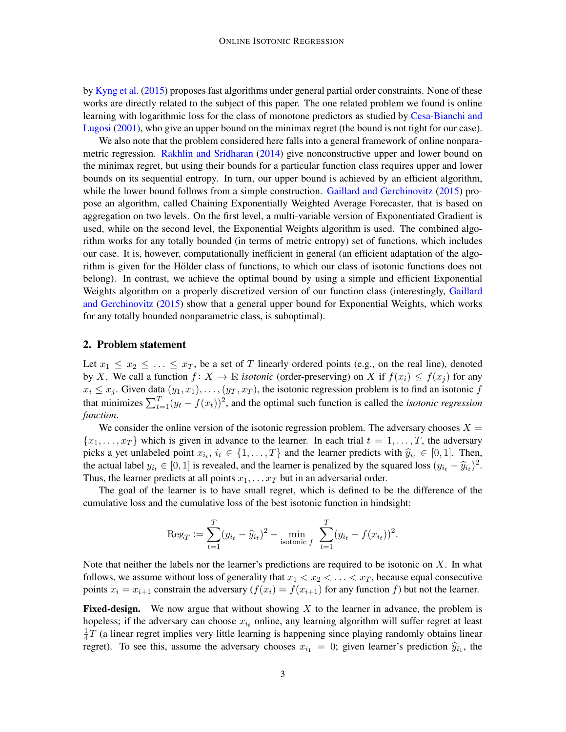by Kyng et al. (2015) proposes fast algorithms under general partial order constraints. None of these works are directly related to the subject of this paper. The one related problem we found is online learning with logarithmic loss for the class of monotone predictors as studied by Cesa-Bianchi and Lugosi (2001), who give an upper bound on the minimax regret (the bound is not tight for our case).

We also note that the problem considered here falls into a general framework of online nonparametric regression. Rakhlin and Sridharan (2014) give nonconstructive upper and lower bound on the minimax regret, but using their bounds for a particular function class requires upper and lower bounds on its sequential entropy. In turn, our upper bound is achieved by an efficient algorithm, while the lower bound follows from a simple construction. Gaillard and Gerchinovitz (2015) propose an algorithm, called Chaining Exponentially Weighted Average Forecaster, that is based on aggregation on two levels. On the first level, a multi-variable version of Exponentiated Gradient is used, while on the second level, the Exponential Weights algorithm is used. The combined algorithm works for any totally bounded (in terms of metric entropy) set of functions, which includes our case. It is, however, computationally inefficient in general (an efficient adaptation of the algorithm is given for the Hölder class of functions, to which our class of isotonic functions does not belong). In contrast, we achieve the optimal bound by using a simple and efficient Exponential Weights algorithm on a properly discretized version of our function class (interestingly, Gaillard and Gerchinovitz (2015) show that a general upper bound for Exponential Weights, which works for any totally bounded nonparametric class, is suboptimal).

## 2. Problem statement

Let $x_1 \leq x_2 \leq \ldots \leq x_T$, be a set of $T$ linearly ordered points (e.g., on the real line), denoted by $X$. We call a function $f \colon X \to \mathbb{R}$ *isotonic* (order-preserving) on $X$ if $f(x_i) \leq f(x_j)$ for any $x_i \leq x_j$. Given data $(y_1, x_1), \ldots, (y_T, x_T)$, the isotonic regression problem is to find an isotonic $f$ that minimizes $\sum_{t=1}^{T}(y_t - f(x_t))^2$, and the optimal such function is called the *isotonic regression function*.

We consider the online version of the isotonic regression problem. The adversary chooses $X = \{x_1, \ldots, x_T\}$ which is given in advance to the learner. In each trial $t = 1, \ldots, T$, the adversary picks a yet unlabeled point $x_{i_t}$, $i_t \in \{1, \ldots, T\}$ and the learner predicts with $\widehat{y}_{i_t} \in [0, 1]$. Then, the actual label $y_{i_t} \in [0, 1]$ is revealed, and the learner is penalized by the squared loss $(y_{i_t} - \widehat{y}_{i_t})^2$. Thus, the learner predicts at all points $x_1, \ldots x_T$ but in an adversarial order.

The goal of the learner is to have small regret, which is defined to be the difference of the cumulative loss and the cumulative loss of the best isotonic function in hindsight:

$$\mathrm{Reg}_T := \sum_{t=1}^{T}(y_{i_t} - \widehat{y}_{i_t})^2 - \min_{\text{isotonic } f} \sum_{t=1}^{T}(y_{i_t} - f(x_{i_t}))^2.$$

Note that neither the labels nor the learner's predictions are required to be isotonic on $X$. In what follows, we assume without loss of generality that $x_1 < x_2 < \ldots < x_T$, because equal consecutive points $x_i = x_{i+1}$ constrain the adversary ($f(x_i) = f(x_{i+1})$ for any function $f$) but not the learner.

**Fixed-design.** We now argue that without showing $X$ to the learner in advance, the problem is hopeless; if the adversary can choose $x_{i_t}$ online, any learning algorithm will suffer regret at least $\frac{1}{4}T$ (a linear regret implies very little learning is happening since playing randomly obtains linear regret). To see this, assume the adversary chooses $x_{i_1} = 0$; given learner's prediction $\widehat{y}_{i_1}$, the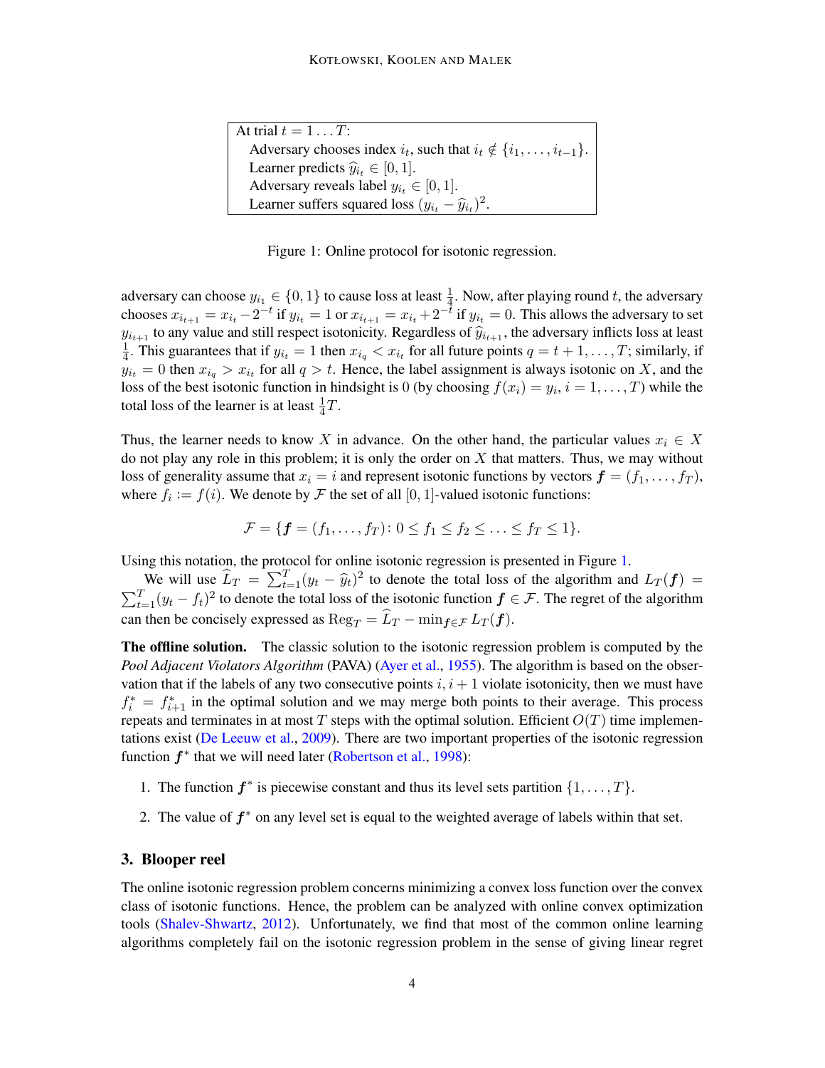At trial $t = 1 \ldots T$:
  Adversary chooses index $i_t$, such that $i_t \notin \{i_1, \ldots, i_{t-1}\}$.
  Learner predicts $\widehat{y}_{i_t} \in [0, 1]$.
  Adversary reveals label $y_{i_t} \in [0, 1]$.
  Learner suffers squared loss $(y_{i_t} - \widehat{y}_{i_t})^2$.

Figure 1: Online protocol for isotonic regression.

adversary can choose $y_{i_1} \in \{0, 1\}$ to cause loss at least $\frac{1}{4}$. Now, after playing round $t$, the adversary chooses $x_{i_{t+1}} = x_{i_t} - 2^{-t}$ if $y_{i_t} = 1$ or $x_{i_{t+1}} = x_{i_t} + 2^{-t}$ if $y_{i_t} = 0$. This allows the adversary to set $y_{i_{t+1}}$ to any value and still respect isotonicity. Regardless of $\widehat{y}_{i_{t+1}}$, the adversary inflicts loss at least $\frac{1}{4}$. This guarantees that if $y_{i_t} = 1$ then $x_{i_q} < x_{i_t}$ for all future points $q = t+1, \ldots, T$; similarly, if $y_{i_t} = 0$ then $x_{i_q} > x_{i_t}$ for all $q > t$. Hence, the label assignment is always isotonic on $X$, and the loss of the best isotonic function in hindsight is 0 (by choosing $f(x_i) = y_i$, $i = 1, \ldots, T$) while the total loss of the learner is at least $\frac{1}{4}T$.

Thus, the learner needs to know $X$ in advance. On the other hand, the particular values $x_i \in X$ do not play any role in this problem; it is only the order on $X$ that matters. Thus, we may without loss of generality assume that $x_i = i$ and represent isotonic functions by vectors $\boldsymbol{f} = (f_1, \ldots, f_T)$, where $f_i := f(i)$. We denote by $\mathcal{F}$ the set of all $[0, 1]$-valued isotonic functions:

$$\mathcal{F} = \{\boldsymbol{f} = (f_1, \ldots, f_T) \colon 0 \leq f_1 \leq f_2 \leq \ldots \leq f_T \leq 1\}.$$

Using this notation, the protocol for online isotonic regression is presented in Figure 1.

We will use $\widehat{L}_T = \sum_{t=1}^T (y_t - \widehat{y}_t)^2$ to denote the total loss of the algorithm and $L_T(\boldsymbol{f}) = \sum_{t=1}^T (y_t - f_t)^2$ to denote the total loss of the isotonic function $\boldsymbol{f} \in \mathcal{F}$. The regret of the algorithm can then be concisely expressed as $\mathrm{Reg}_T = \widehat{L}_T - \min_{\boldsymbol{f} \in \mathcal{F}} L_T(\boldsymbol{f})$.

**The offline solution.** The classic solution to the isotonic regression problem is computed by the *Pool Adjacent Violators Algorithm* (PAVA) (Ayer et al., 1955). The algorithm is based on the observation that if the labels of any two consecutive points $i, i+1$ violate isotonicity, then we must have $f^*_i = f^*_{i+1}$ in the optimal solution and we may merge both points to their average. This process repeats and terminates in at most $T$ steps with the optimal solution. Efficient $O(T)$ time implementations exist (De Leeuw et al., 2009). There are two important properties of the isotonic regression function $\boldsymbol{f}^*$ that we will need later (Robertson et al., 1998):

1. The function $\boldsymbol{f}^*$ is piecewise constant and thus its level sets partition $\{1, \ldots, T\}$.
2. The value of $\boldsymbol{f}^*$ on any level set is equal to the weighted average of labels within that set.

## 3. Blooper reel

The online isotonic regression problem concerns minimizing a convex loss function over the convex class of isotonic functions. Hence, the problem can be analyzed with online convex optimization tools (Shalev-Shwartz, 2012). Unfortunately, we find that most of the common online learning algorithms completely fail on the isotonic regression problem in the sense of giving linear regret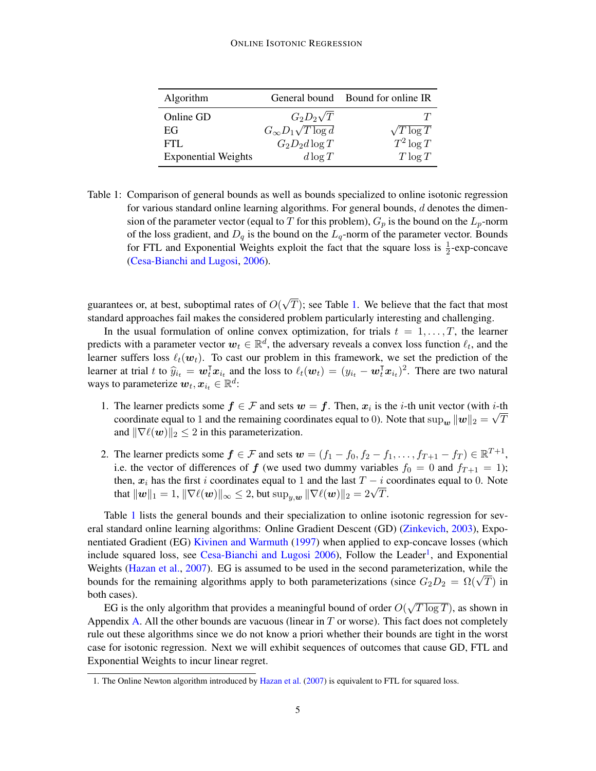| Algorithm | General bound | Bound for online IR |
|---|---|---|
| Online GD | $G_2 D_2 \sqrt{T}$ | $T$ |
| EG | $G_\infty D_1 \sqrt{T \log d}$ | $\sqrt{T \log T}$ |
| FTL | $G_2 D_2 d \log T$ | $T^2 \log T$ |
| Exponential Weights | $d \log T$ | $T \log T$ |

Table 1: Comparison of general bounds as well as bounds specialized to online isotonic regression for various standard online learning algorithms. For general bounds, $d$ denotes the dimension of the parameter vector (equal to $T$ for this problem), $G_p$ is the bound on the $L_p$-norm of the loss gradient, and $D_q$ is the bound on the $L_q$-norm of the parameter vector. Bounds for FTL and Exponential Weights exploit the fact that the square loss is $\frac{1}{2}$-exp-concave (Cesa-Bianchi and Lugosi, 2006).

guarantees or, at best, suboptimal rates of $O(\sqrt{T})$; see Table 1. We believe that the fact that most standard approaches fail makes the considered problem particularly interesting and challenging.

In the usual formulation of online convex optimization, for trials $t = 1, \ldots, T$, the learner predicts with a parameter vector $\boldsymbol{w}_t \in \mathbb{R}^d$, the adversary reveals a convex loss function $\ell_t$, and the learner suffers loss $\ell_t(\boldsymbol{w}_t)$. To cast our problem in this framework, we set the prediction of the learner at trial $t$ to $\widehat{y}_{i_t} = \boldsymbol{w}_t^\intercal \boldsymbol{x}_{i_t}$ and the loss to $\ell_t(\boldsymbol{w}_t) = (y_{i_t} - \boldsymbol{w}_t^\intercal \boldsymbol{x}_{i_t})^2$. There are two natural ways to parameterize $\boldsymbol{w}_t, \boldsymbol{x}_{i_t} \in \mathbb{R}^d$:

1. The learner predicts some $\boldsymbol{f} \in \mathcal{F}$ and sets $\boldsymbol{w} = \boldsymbol{f}$. Then, $\boldsymbol{x}_i$ is the $i$-th unit vector (with $i$-th coordinate equal to 1 and the remaining coordinates equal to 0). Note that $\sup_{\boldsymbol{w}} \|\boldsymbol{w}\|_2 = \sqrt{T}$ and $\|\nabla \ell(\boldsymbol{w})\|_2 \leq 2$ in this parameterization.
2. The learner predicts some $\boldsymbol{f} \in \mathcal{F}$ and sets $\boldsymbol{w} = (f_1 - f_0, f_2 - f_1, \ldots, f_{T+1} - f_T) \in \mathbb{R}^{T+1}$, i.e. the vector of differences of $\boldsymbol{f}$ (we used two dummy variables $f_0 = 0$ and $f_{T+1} = 1$); then, $\boldsymbol{x}_i$ has the first $i$ coordinates equal to 1 and the last $T - i$ coordinates equal to 0. Note that $\|\boldsymbol{w}\|_1 = 1$, $\|\nabla \ell(\boldsymbol{w})\|_\infty \leq 2$, but $\sup_{y, \boldsymbol{w}} \|\nabla \ell(\boldsymbol{w})\|_2 = 2\sqrt{T}$.

Table 1 lists the general bounds and their specialization to online isotonic regression for several standard online learning algorithms: Online Gradient Descent (GD) (Zinkevich, 2003), Exponentiated Gradient (EG) Kivinen and Warmuth (1997) when applied to exp-concave losses (which include squared loss, see Cesa-Bianchi and Lugosi 2006), Follow the Leader[1], and Exponential Weights (Hazan et al., 2007). EG is assumed to be used in the second parameterization, while the bounds for the remaining algorithms apply to both parameterizations (since $G_2 D_2 = \Omega(\sqrt{T})$ in both cases).

EG is the only algorithm that provides a meaningful bound of order $O(\sqrt{T \log T})$, as shown in Appendix A. All the other bounds are vacuous (linear in $T$ or worse). This fact does not completely rule out these algorithms since we do not know a priori whether their bounds are tight in the worst case for isotonic regression. Next we will exhibit sequences of outcomes that cause GD, FTL and Exponential Weights to incur linear regret.

1. The Online Newton algorithm introduced by Hazan et al. (2007) is equivalent to FTL for squared loss.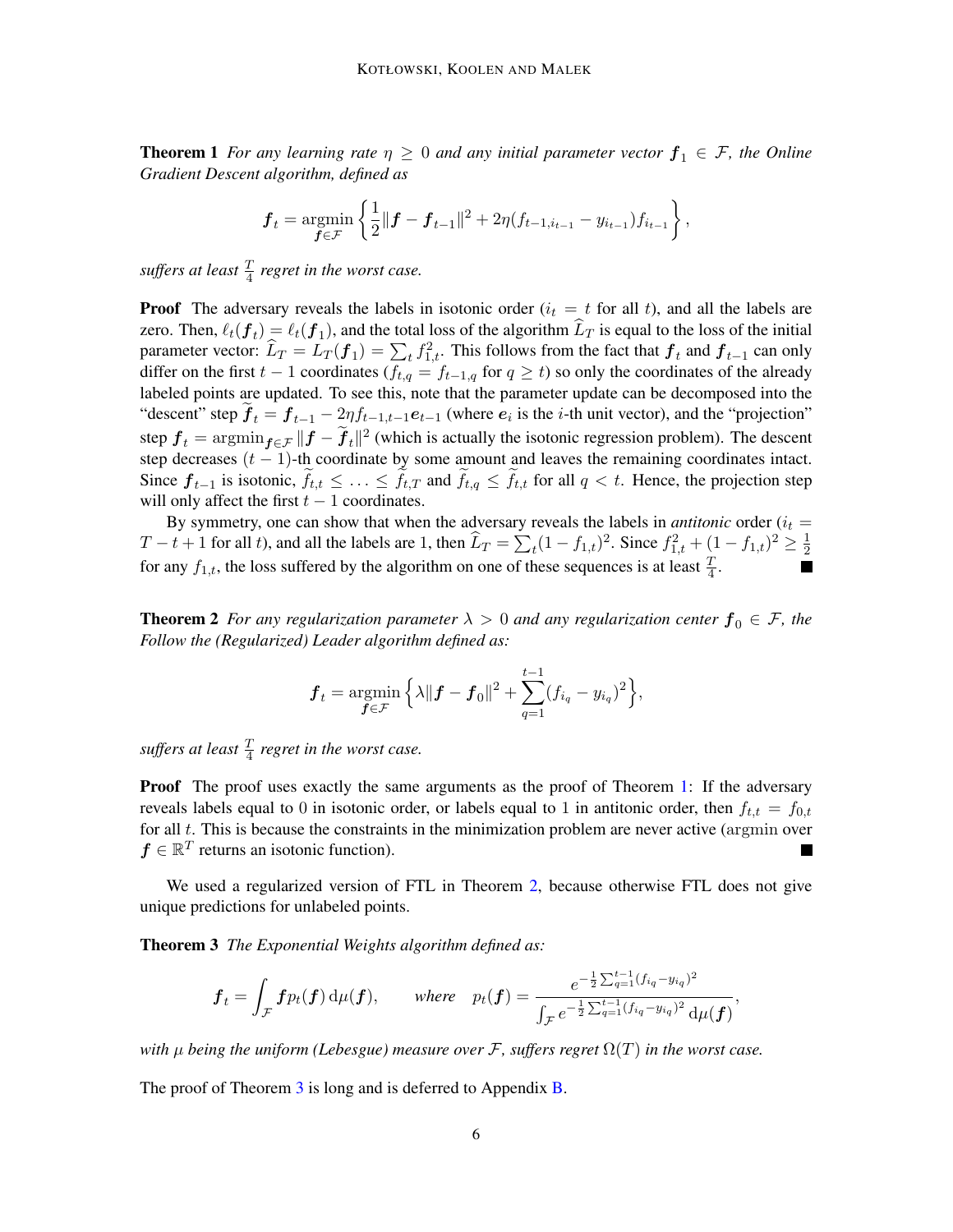**Theorem 1** *For any learning rate $\eta \geq 0$ and any initial parameter vector $\boldsymbol{f}_1 \in \mathcal{F}$, the Online Gradient Descent algorithm, defined as*

$$\boldsymbol{f}_t = \operatorname*{argmin}_{\boldsymbol{f} \in \mathcal{F}} \left\{ \frac{1}{2}\|\boldsymbol{f} - \boldsymbol{f}_{t-1}\|^2 + 2\eta(f_{t-1,i_{t-1}} - y_{i_{t-1}})f_{i_{t-1}} \right\},$$

*suffers at least $\frac{T}{4}$ regret in the worst case.*

**Proof** The adversary reveals the labels in isotonic order ($i_t = t$ for all $t$), and all the labels are zero. Then, $\ell_t(\boldsymbol{f}_t) = \ell_t(\boldsymbol{f}_1)$, and the total loss of the algorithm $\widehat{L}_T$ is equal to the loss of the initial parameter vector: $\widehat{L}_T = L_T(\boldsymbol{f}_1) = \sum_t f_{1,t}^2$. This follows from the fact that $\boldsymbol{f}_t$ and $\boldsymbol{f}_{t-1}$ can only differ on the first $t-1$ coordinates ($f_{t,q} = f_{t-1,q}$ for $q \geq t$) so only the coordinates of the already labeled points are updated. To see this, note that the parameter update can be decomposed into the "descent" step $\widetilde{\boldsymbol{f}}_t = \boldsymbol{f}_{t-1} - 2\eta f_{t-1,t-1}\boldsymbol{e}_{t-1}$ (where $\boldsymbol{e}_i$ is the $i$-th unit vector), and the "projection" step $\boldsymbol{f}_t = \operatorname{argmin}_{\boldsymbol{f} \in \mathcal{F}} \|\boldsymbol{f} - \widetilde{\boldsymbol{f}}_t\|^2$ (which is actually the isotonic regression problem). The descent step decreases $(t-1)$-th coordinate by some amount and leaves the remaining coordinates intact. Since $\boldsymbol{f}_{t-1}$ is isotonic, $\widetilde{f}_{t,t} \leq \ldots \leq \widetilde{f}_{t,T}$ and $\widetilde{f}_{t,q} \leq \widetilde{f}_{t,t}$ for all $q < t$. Hence, the projection step will only affect the first $t-1$ coordinates.

By symmetry, one can show that when the adversary reveals the labels in *antitonic* order ($i_t = T - t + 1$ for all $t$), and all the labels are 1, then $\widehat{L}_T = \sum_t (1 - f_{1,t})^2$. Since $f_{1,t}^2 + (1 - f_{1,t})^2 \geq \frac{1}{2}$ for any $f_{1,t}$, the loss suffered by the algorithm on one of these sequences is at least $\frac{T}{4}$. ■

**Theorem 2** *For any regularization parameter $\lambda > 0$ and any regularization center $\boldsymbol{f}_0 \in \mathcal{F}$, the Follow the (Regularized) Leader algorithm defined as:*

$$\boldsymbol{f}_t = \operatorname*{argmin}_{\boldsymbol{f} \in \mathcal{F}} \Big\{ \lambda\|\boldsymbol{f} - \boldsymbol{f}_0\|^2 + \sum_{q=1}^{t-1} (f_{i_q} - y_{i_q})^2 \Big\},$$

*suffers at least $\frac{T}{4}$ regret in the worst case.*

**Proof** The proof uses exactly the same arguments as the proof of Theorem 1: If the adversary reveals labels equal to 0 in isotonic order, or labels equal to 1 in antitonic order, then $f_{t,t} = f_{0,t}$ for all $t$. This is because the constraints in the minimization problem are never active (argmin over $\boldsymbol{f} \in \mathbb{R}^T$ returns an isotonic function). ■

We used a regularized version of FTL in Theorem 2, because otherwise FTL does not give unique predictions for unlabeled points.

**Theorem 3** *The Exponential Weights algorithm defined as:*

$$\boldsymbol{f}_t = \int_{\mathcal{F}} \boldsymbol{f} p_t(\boldsymbol{f}) \,\mathrm{d}\mu(\boldsymbol{f}), \qquad \text{where} \quad p_t(\boldsymbol{f}) = \frac{e^{-\frac{1}{2}\sum_{q=1}^{t-1}(f_{i_q} - y_{i_q})^2}}{\int_{\mathcal{F}} e^{-\frac{1}{2}\sum_{q=1}^{t-1}(f_{i_q} - y_{i_q})^2} \,\mathrm{d}\mu(\boldsymbol{f})},$$

*with $\mu$ being the uniform (Lebesgue) measure over $\mathcal{F}$, suffers regret $\Omega(T)$ in the worst case.*

The proof of Theorem 3 is long and is deferred to Appendix B.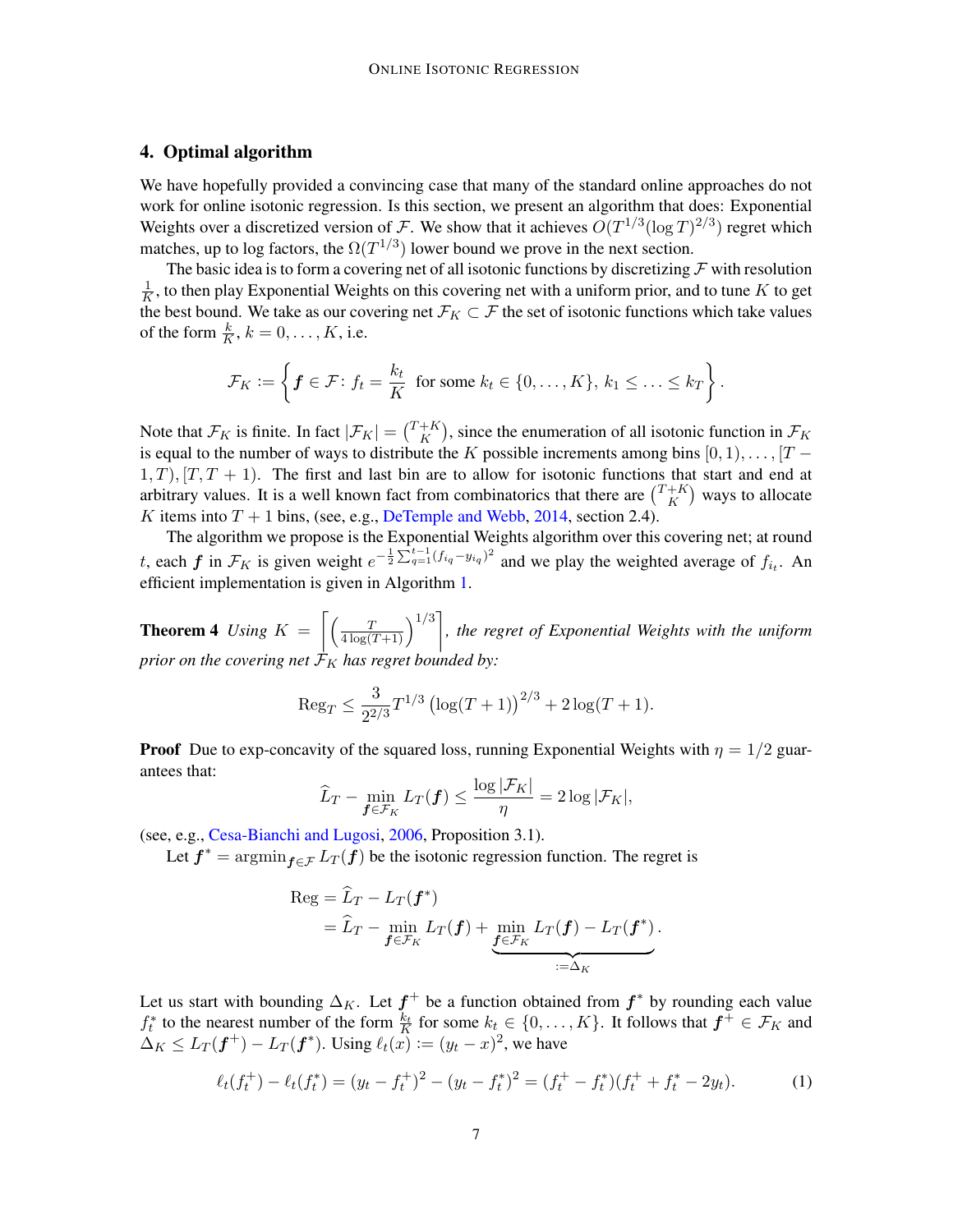## 4. Optimal algorithm

We have hopefully provided a convincing case that many of the standard online approaches do not work for online isotonic regression. Is this section, we present an algorithm that does: Exponential Weights over a discretized version of $\mathcal{F}$. We show that it achieves $O(T^{1/3}(\log T)^{2/3})$ regret which matches, up to log factors, the $\Omega(T^{1/3})$ lower bound we prove in the next section.

The basic idea is to form a covering net of all isotonic functions by discretizing $\mathcal{F}$ with resolution $\frac{1}{K}$, to then play Exponential Weights on this covering net with a uniform prior, and to tune $K$ to get the best bound. We take as our covering net $\mathcal{F}_K \subset \mathcal{F}$ the set of isotonic functions which take values of the form $\frac{k}{K}$, $k = 0, \ldots, K$, i.e.

$$\mathcal{F}_K := \left\{ \boldsymbol{f} \in \mathcal{F} \colon f_t = \frac{k_t}{K} \text{ for some } k_t \in \{0, \ldots, K\},\ k_1 \leq \ldots \leq k_T \right\}.$$

Note that $\mathcal{F}_K$ is finite. In fact $|\mathcal{F}_K| = \binom{T+K}{K}$, since the enumeration of all isotonic function in $\mathcal{F}_K$ is equal to the number of ways to distribute the $K$ possible increments among bins $[0, 1), \ldots, [T-1, T), [T, T+1)$. The first and last bin are to allow for isotonic functions that start and end at arbitrary values. It is a well known fact from combinatorics that there are $\binom{T+K}{K}$ ways to allocate $K$ items into $T+1$ bins, (see, e.g., DeTemple and Webb, 2014, section 2.4).

The algorithm we propose is the Exponential Weights algorithm over this covering net; at round $t$, each $\boldsymbol{f}$ in $\mathcal{F}_K$ is given weight $e^{-\frac{1}{2}\sum_{q=1}^{t-1}(f_{i_q} - y_{i_q})^2}$ and we play the weighted average of $f_{i_t}$. An efficient implementation is given in Algorithm 1.

**Theorem 4** *Using* $K = \left\lceil \left(\frac{T}{4\log(T+1)}\right)^{1/3} \right\rceil$, *the regret of Exponential Weights with the uniform prior on the covering net* $\mathcal{F}_K$ *has regret bounded by:*

$$\mathrm{Reg}_T \leq \frac{3}{2^{2/3}} T^{1/3} \left(\log(T+1)\right)^{2/3} + 2\log(T+1).$$

**Proof** Due to exp-concavity of the squared loss, running Exponential Weights with $\eta = 1/2$ guarantees that:

$$\widehat{L}_T - \min_{\boldsymbol{f} \in \mathcal{F}_K} L_T(\boldsymbol{f}) \leq \frac{\log|\mathcal{F}_K|}{\eta} = 2\log|\mathcal{F}_K|,$$

(see, e.g., Cesa-Bianchi and Lugosi, 2006, Proposition 3.1).

Let $\boldsymbol{f}^* = \mathrm{argmin}_{\boldsymbol{f} \in \mathcal{F}} L_T(\boldsymbol{f})$ be the isotonic regression function. The regret is

$$\begin{aligned}
\mathrm{Reg} &= \widehat{L}_T - L_T(\boldsymbol{f}^*) \\
&= \widehat{L}_T - \min_{\boldsymbol{f} \in \mathcal{F}_K} L_T(\boldsymbol{f}) + \underbrace{\min_{\boldsymbol{f} \in \mathcal{F}_K} L_T(\boldsymbol{f}) - L_T(\boldsymbol{f}^*)}_{:= \Delta_K}.
\end{aligned}$$

Let us start with bounding $\Delta_K$. Let $\boldsymbol{f}^+$ be a function obtained from $\boldsymbol{f}^*$ by rounding each value $f_t^*$ to the nearest number of the form $\frac{k_t}{K}$ for some $k_t \in \{0, \ldots, K\}$. It follows that $\boldsymbol{f}^+ \in \mathcal{F}_K$ and $\Delta_K \leq L_T(\boldsymbol{f}^+) - L_T(\boldsymbol{f}^*)$. Using $\ell_t(x) := (y_t - x)^2$, we have

$$\ell_t(f_t^+) - \ell_t(f_t^*) = (y_t - f_t^+)^2 - (y_t - f_t^*)^2 = (f_t^+ - f_t^*)(f_t^+ + f_t^* - 2y_t). \tag{1}$$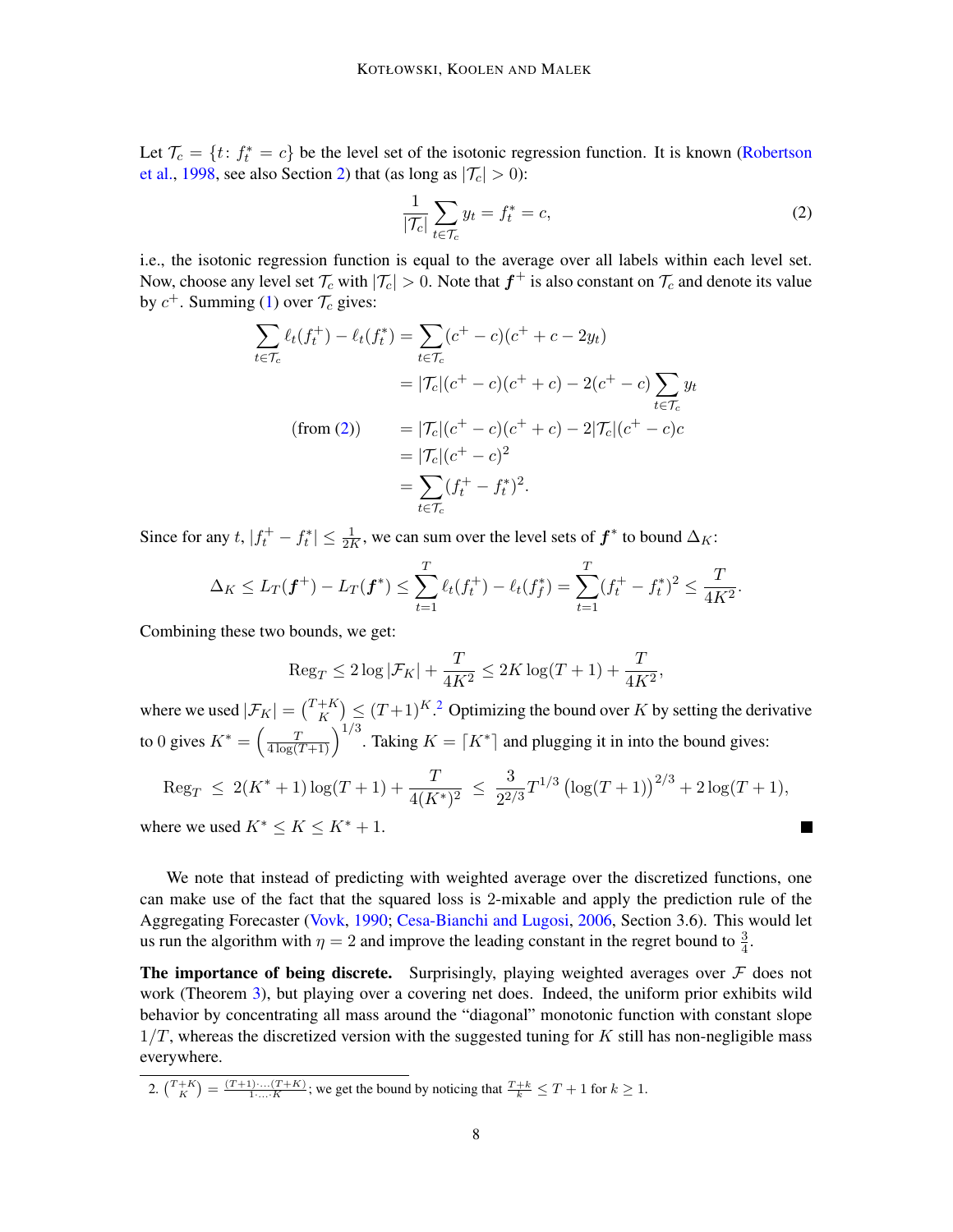Let $\mathcal{T}_c = \{t \colon f^*_t = c\}$ be the level set of the isotonic regression function. It is known (Robertson et al., 1998, see also Section 2) that (as long as $|\mathcal{T}_c| > 0$):

$$\frac{1}{|\mathcal{T}_c|} \sum_{t \in \mathcal{T}_c} y_t = f^*_t = c, \tag{2}$$

i.e., the isotonic regression function is equal to the average over all labels within each level set. Now, choose any level set $\mathcal{T}_c$ with $|\mathcal{T}_c| > 0$. Note that $\boldsymbol{f}^+$ is also constant on $\mathcal{T}_c$ and denote its value by $c^+$. Summing (1) over $\mathcal{T}_c$ gives:

$$\begin{aligned}
\sum_{t \in \mathcal{T}_c} \ell_t(f^+_t) - \ell_t(f^*_t) &= \sum_{t \in \mathcal{T}_c} (c^+ - c)(c^+ + c - 2y_t) \\
&= |\mathcal{T}_c|(c^+ - c)(c^+ + c) - 2(c^+ - c) \sum_{t \in \mathcal{T}_c} y_t \\
\text{(from (2))} \qquad &= |\mathcal{T}_c|(c^+ - c)(c^+ + c) - 2|\mathcal{T}_c|(c^+ - c)c \\
&= |\mathcal{T}_c|(c^+ - c)^2 \\
&= \sum_{t \in \mathcal{T}_c} (f^+_t - f^*_t)^2.
\end{aligned}$$

Since for any $t$, $|f^+_t - f^*_t| \leq \frac{1}{2K}$, we can sum over the level sets of $\boldsymbol{f}^*$ to bound $\Delta_K$:

$$\Delta_K \leq L_T(\boldsymbol{f}^+) - L_T(\boldsymbol{f}^*) \leq \sum_{t=1}^{T} \ell_t(f^+_t) - \ell_t(f^*_f) = \sum_{t=1}^{T} (f^+_t - f^*_t)^2 \leq \frac{T}{4K^2}.$$

Combining these two bounds, we get:

$$\mathrm{Reg}_T \leq 2 \log |\mathcal{F}_K| + \frac{T}{4K^2} \leq 2K \log(T+1) + \frac{T}{4K^2},$$

where we used $|\mathcal{F}_K| = \binom{T+K}{K} \leq (T+1)^K$.[2] Optimizing the bound over $K$ by setting the derivative to 0 gives $K^* = \left(\frac{T}{4 \log(T+1)}\right)^{1/3}$. Taking $K = \lceil K^* \rceil$ and plugging it in into the bound gives:

$$\mathrm{Reg}_T \;\leq\; 2(K^*+1)\log(T+1) + \frac{T}{4(K^*)^2} \;\leq\; \frac{3}{2^{2/3}} T^{1/3} \left(\log(T+1)\right)^{2/3} + 2\log(T+1),$$

where we used $K^* \leq K \leq K^* + 1$. ■

We note that instead of predicting with weighted average over the discretized functions, one can make use of the fact that the squared loss is 2-mixable and apply the prediction rule of the Aggregating Forecaster (Vovk, 1990; Cesa-Bianchi and Lugosi, 2006, Section 3.6). This would let us run the algorithm with $\eta = 2$ and improve the leading constant in the regret bound to $\frac{3}{4}$.

**The importance of being discrete.** Surprisingly, playing weighted averages over $\mathcal{F}$ does not work (Theorem 3), but playing over a covering net does. Indeed, the uniform prior exhibits wild behavior by concentrating all mass around the "diagonal" monotonic function with constant slope $1/T$, whereas the discretized version with the suggested tuning for $K$ still has non-negligible mass everywhere.

2. $\binom{T+K}{K} = \frac{(T+1)\cdot\ldots\cdot(T+K)}{1\cdot\ldots\cdot K}$; we get the bound by noticing that $\frac{T+k}{k} \leq T+1$ for $k \geq 1$.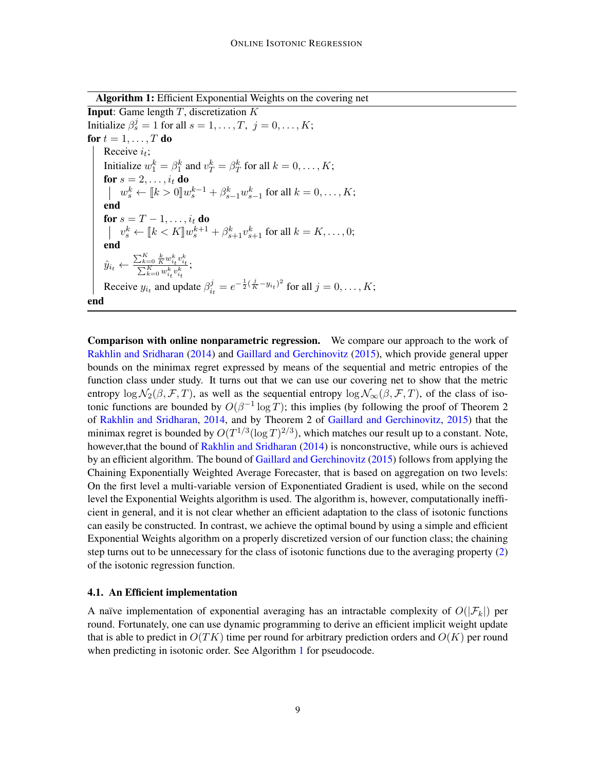**Algorithm 1:** Efficient Exponential Weights on the covering net

```
Input: Game length T, discretization K
Initialize β_s^j = 1 for all s = 1, ..., T, j = 0, ..., K;
for t = 1, ..., T do
    Receive i_t;
    Initialize w_1^k = β_1^k and v_T^k = β_T^k for all k = 0, ..., K;
    for s = 2, ..., i_t do
        w_s^k ← [[k > 0]] w_s^{k-1} + β_{s-1}^k w_{s-1}^k for all k = 0, ..., K;
    end
    for s = T - 1, ..., i_t do
        v_s^k ← [[k < K]] w_s^{k+1} + β_{s+1}^k v_{s+1}^k for all k = K, ..., 0;
    end
    ŷ_{i_t} ← (Σ_{k=0}^K (k/K) w_{i_t}^k v_{i_t}^k) / (Σ_{k=0}^K w_{i_t}^k v_{i_t}^k);
    Receive y_{i_t} and update β_{i_t}^j = e^{-(1/2)(j/K - y_{i_t})^2} for all j = 0, ..., K;
end
```

Where the key steps are:

$$w_s^k \leftarrow [\![k > 0]\!] w_s^{k-1} + \beta_{s-1}^k w_{s-1}^k$$

$$v_s^k \leftarrow [\![k < K]\!] w_s^{k+1} + \beta_{s+1}^k v_{s+1}^k$$

$$\hat{y}_{i_t} \leftarrow \frac{\sum_{k=0}^K \frac{k}{K} w_{i_t}^k v_{i_t}^k}{\sum_{k=0}^K w_{i_t}^k v_{i_t}^k}$$

$$\beta_{i_t}^j = e^{-\frac{1}{2}(\frac{j}{K} - y_{i_t})^2}$$

**Comparison with online nonparametric regression.** We compare our approach to the work of Rakhlin and Sridharan (2014) and Gaillard and Gerchinovitz (2015), which provide general upper bounds on the minimax regret expressed by means of the sequential and metric entropies of the function class under study. It turns out that we can use our covering net to show that the metric entropy $\log \mathcal{N}_2(\beta, \mathcal{F}, T)$, as well as the sequential entropy $\log \mathcal{N}_\infty(\beta, \mathcal{F}, T)$, of the class of isotonic functions are bounded by $O(\beta^{-1} \log T)$; this implies (by following the proof of Theorem 2 of Rakhlin and Sridharan, 2014, and by Theorem 2 of Gaillard and Gerchinovitz, 2015) that the minimax regret is bounded by $O(T^{1/3}(\log T)^{2/3})$, which matches our result up to a constant. Note, however,that the bound of Rakhlin and Sridharan (2014) is nonconstructive, while ours is achieved by an efficient algorithm. The bound of Gaillard and Gerchinovitz (2015) follows from applying the Chaining Exponentially Weighted Average Forecaster, that is based on aggregation on two levels: On the first level a multi-variable version of Exponentiated Gradient is used, while on the second level the Exponential Weights algorithm is used. The algorithm is, however, computationally inefficient in general, and it is not clear whether an efficient adaptation to the class of isotonic functions can easily be constructed. In contrast, we achieve the optimal bound by using a simple and efficient Exponential Weights algorithm on a properly discretized version of our function class; the chaining step turns out to be unnecessary for the class of isotonic functions due to the averaging property (2) of the isotonic regression function.

### 4.1. An Efficient implementation

A naïve implementation of exponential averaging has an intractable complexity of $O(|\mathcal{F}_k|)$ per round. Fortunately, one can use dynamic programming to derive an efficient implicit weight update that is able to predict in $O(TK)$ time per round for arbitrary prediction orders and $O(K)$ per round when predicting in isotonic order. See Algorithm 1 for pseudocode.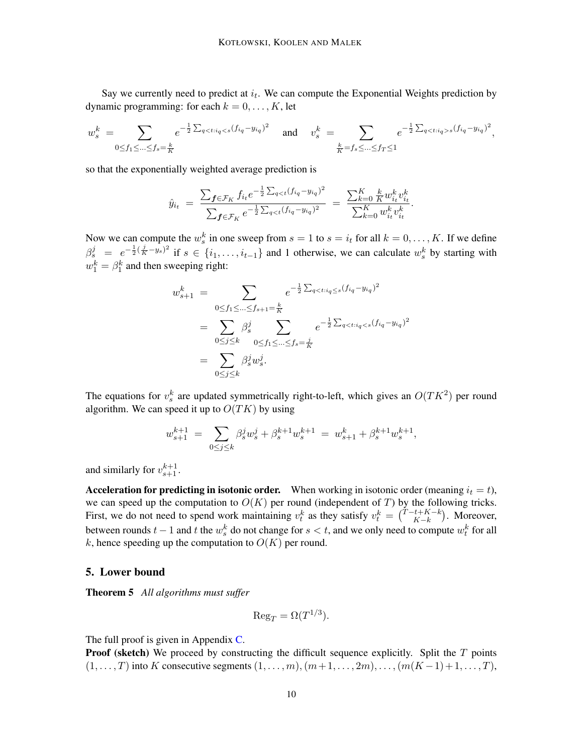Say we currently need to predict at $i_t$. We can compute the Exponential Weights prediction by dynamic programming: for each $k = 0, \ldots, K$, let

$$w_s^k \;=\; \sum_{0 \le f_1 \le \ldots \le f_s = \frac{k}{K}} e^{-\frac{1}{2}\sum_{q<t: i_q < s}(f_{i_q} - y_{i_q})^2} \quad \text{and} \quad v_s^k \;=\; \sum_{\frac{k}{K} = f_s \le \ldots \le f_T \le 1} e^{-\frac{1}{2}\sum_{q<t: i_q > s}(f_{i_q} - y_{i_q})^2},$$

so that the exponentially weighted average prediction is

$$\hat{y}_{i_t} \;=\; \frac{\sum_{\boldsymbol{f} \in \mathcal{F}_K} f_{i_t} e^{-\frac{1}{2}\sum_{q<t}(f_{i_q} - y_{i_q})^2}}{\sum_{\boldsymbol{f} \in \mathcal{F}_K} e^{-\frac{1}{2}\sum_{q<t}(f_{i_q} - y_{i_q})^2}} \;=\; \frac{\sum_{k=0}^K \frac{k}{K} w_{i_t}^k v_{i_t}^k}{\sum_{k=0}^K w_{i_t}^k v_{i_t}^k}.$$

Now we can compute the $w_s^k$ in one sweep from $s = 1$ to $s = i_t$ for all $k = 0, \ldots, K$. If we define $\beta_s^j \;=\; e^{-\frac{1}{2}(\frac{j}{K} - y_s)^2}$ if $s \in \{i_1, \ldots, i_{t-1}\}$ and 1 otherwise, we can calculate $w_s^k$ by starting with $w_1^k = \beta_1^k$ and then sweeping right:

$$\begin{aligned}
w_{s+1}^k \;&=\; \sum_{0 \le f_1 \le \ldots \le f_{s+1} = \frac{k}{K}} e^{-\frac{1}{2}\sum_{q<t: i_q \le s}(f_{i_q} - y_{i_q})^2} \\
&=\; \sum_{0 \le j \le k} \beta_s^j \sum_{0 \le f_1 \le \ldots \le f_s = \frac{j}{K}} e^{-\frac{1}{2}\sum_{q<t: i_q < s}(f_{i_q} - y_{i_q})^2} \\
&=\; \sum_{0 \le j \le k} \beta_s^j w_s^j.
\end{aligned}$$

The equations for $v_s^k$ are updated symmetrically right-to-left, which gives an $O(TK^2)$ per round algorithm. We can speed it up to $O(TK)$ by using

$$w_{s+1}^{k+1} \;=\; \sum_{0 \le j \le k} \beta_s^j w_s^j + \beta_s^{k+1} w_s^{k+1} \;=\; w_{s+1}^k + \beta_s^{k+1} w_s^{k+1},$$

and similarly for $v_{s+1}^{k+1}$.

**Acceleration for predicting in isotonic order.** When working in isotonic order (meaning $i_t = t$), we can speed up the computation to $O(K)$ per round (independent of $T$) by the following tricks. First, we do not need to spend work maintaining $v_t^k$ as they satisfy $v_t^k = \binom{T-t+K-k}{K-k}$. Moreover, between rounds $t-1$ and $t$ the $w_s^k$ do not change for $s < t$, and we only need to compute $w_t^k$ for all $k$, hence speeding up the computation to $O(K)$ per round.

## 5. Lower bound

**Theorem 5** *All algorithms must suffer*

$$\text{Reg}_T = \Omega(T^{1/3}).$$

The full proof is given in Appendix C.

**Proof (sketch)** We proceed by constructing the difficult sequence explicitly. Split the $T$ points $(1, \ldots, T)$ into $K$ consecutive segments $(1, \ldots, m), (m+1, \ldots, 2m), \ldots, (m(K-1)+1, \ldots, T)$,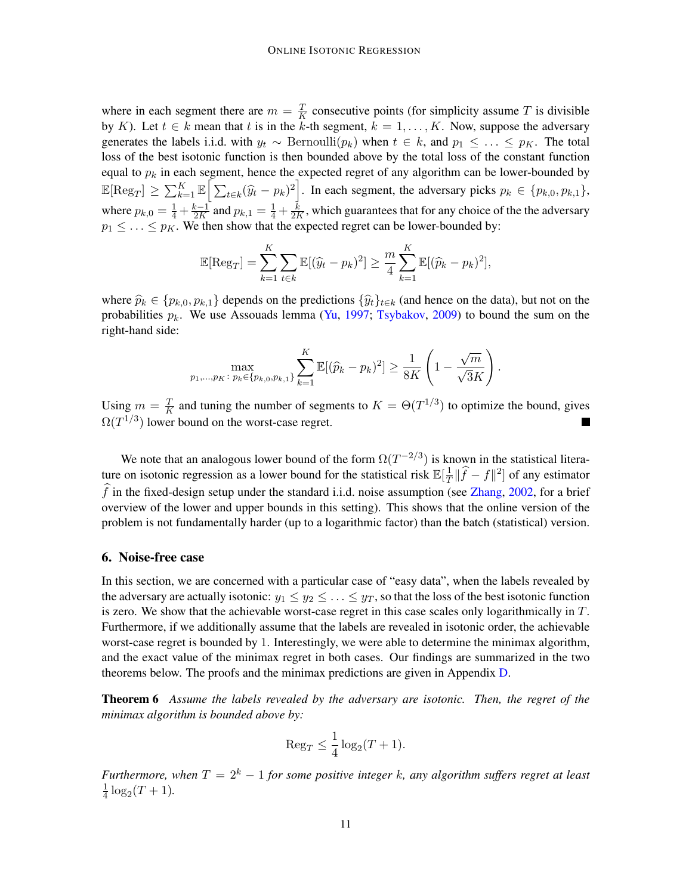where in each segment there are $m = \frac{T}{K}$ consecutive points (for simplicity assume $T$ is divisible by $K$). Let $t \in k$ mean that $t$ is in the $k$-th segment, $k = 1, \ldots, K$. Now, suppose the adversary generates the labels i.i.d. with $y_t \sim \text{Bernoulli}(p_k)$ when $t \in k$, and $p_1 \leq \ldots \leq p_K$. The total loss of the best isotonic function is then bounded above by the total loss of the constant function equal to $p_k$ in each segment, hence the expected regret of any algorithm can be lower-bounded by $\mathbb{E}[\text{Reg}_T] \geq \sum_{k=1}^{K} \mathbb{E}\Big[\sum_{t \in k} (\widehat{y}_t - p_k)^2\Big]$. In each segment, the adversary picks $p_k \in \{p_{k,0}, p_{k,1}\}$, where $p_{k,0} = \frac{1}{4} + \frac{k-1}{2K}$ and $p_{k,1} = \frac{1}{4} + \frac{k}{2K}$, which guarantees that for any choice of the the adversary $p_1 \leq \ldots \leq p_K$. We then show that the expected regret can be lower-bounded by:

$$\mathbb{E}[\text{Reg}_T] = \sum_{k=1}^{K} \sum_{t \in k} \mathbb{E}[(\widehat{y}_t - p_k)^2] \geq \frac{m}{4} \sum_{k=1}^{K} \mathbb{E}[(\widehat{p}_k - p_k)^2],$$

where $\widehat{p}_k \in \{p_{k,0}, p_{k,1}\}$ depends on the predictions $\{\widehat{y}_t\}_{t \in k}$ (and hence on the data), but not on the probabilities $p_k$. We use Assouads lemma (Yu, 1997; Tsybakov, 2009) to bound the sum on the right-hand side:

$$\max_{p_1, \ldots, p_K \colon p_k \in \{p_{k,0}, p_{k,1}\}} \sum_{k=1}^{K} \mathbb{E}[(\widehat{p}_k - p_k)^2] \geq \frac{1}{8K} \left(1 - \frac{\sqrt{m}}{\sqrt{3}K}\right).$$

Using $m = \frac{T}{K}$ and tuning the number of segments to $K = \Theta(T^{1/3})$ to optimize the bound, gives $\Omega(T^{1/3})$ lower bound on the worst-case regret. ∎

We note that an analogous lower bound of the form $\Omega(T^{-2/3})$ is known in the statistical literature on isotonic regression as a lower bound for the statistical risk $\mathbb{E}[\frac{1}{T}\|\widehat{f} - f\|^2]$ of any estimator $\widehat{f}$ in the fixed-design setup under the standard i.i.d. noise assumption (see Zhang, 2002, for a brief overview of the lower and upper bounds in this setting). This shows that the online version of the problem is not fundamentally harder (up to a logarithmic factor) than the batch (statistical) version.

## 6. Noise-free case

In this section, we are concerned with a particular case of "easy data", when the labels revealed by the adversary are actually isotonic: $y_1 \leq y_2 \leq \ldots \leq y_T$, so that the loss of the best isotonic function is zero. We show that the achievable worst-case regret in this case scales only logarithmically in $T$. Furthermore, if we additionally assume that the labels are revealed in isotonic order, the achievable worst-case regret is bounded by 1. Interestingly, we were able to determine the minimax algorithm, and the exact value of the minimax regret in both cases. Our findings are summarized in the two theorems below. The proofs and the minimax predictions are given in Appendix D.

**Theorem 6** *Assume the labels revealed by the adversary are isotonic. Then, the regret of the minimax algorithm is bounded above by:*

$$\text{Reg}_T \leq \frac{1}{4} \log_2(T+1).$$

*Furthermore, when $T = 2^k - 1$ for some positive integer $k$, any algorithm suffers regret at least $\frac{1}{4}\log_2(T+1)$.*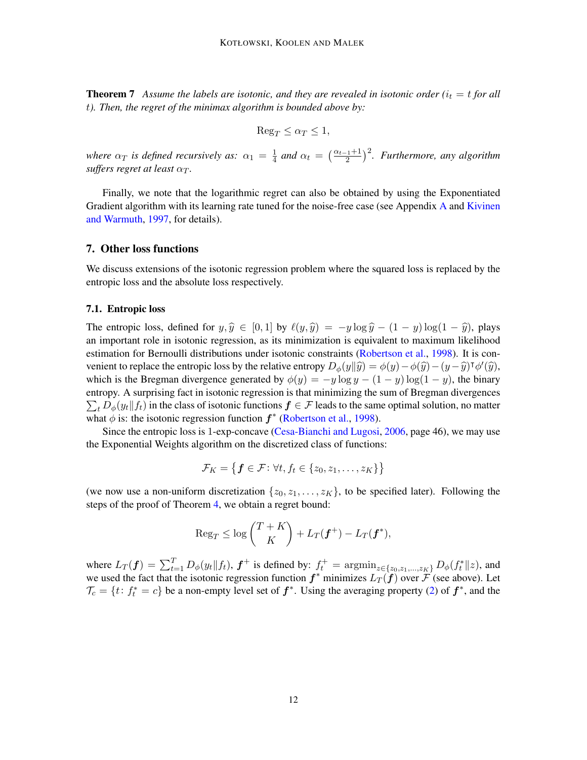**Theorem 7** *Assume the labels are isotonic, and they are revealed in isotonic order ($i_t = t$ for all $t$). Then, the regret of the minimax algorithm is bounded above by:*

$$\mathrm{Reg}_T \leq \alpha_T \leq 1,$$

*where $\alpha_T$ is defined recursively as: $\alpha_1 = \frac{1}{4}$ and $\alpha_t = \left(\frac{\alpha_{t-1}+1}{2}\right)^2$. Furthermore, any algorithm suffers regret at least $\alpha_T$.*

Finally, we note that the logarithmic regret can also be obtained by using the Exponentiated Gradient algorithm with its learning rate tuned for the noise-free case (see Appendix A and Kivinen and Warmuth, 1997, for details).

## 7. Other loss functions

We discuss extensions of the isotonic regression problem where the squared loss is replaced by the entropic loss and the absolute loss respectively.

### 7.1. Entropic loss

The entropic loss, defined for $y, \widehat{y} \in [0,1]$ by $\ell(y, \widehat{y}) = -y \log \widehat{y} - (1-y)\log(1-\widehat{y})$, plays an important role in isotonic regression, as its minimization is equivalent to maximum likelihood estimation for Bernoulli distributions under isotonic constraints (Robertson et al., 1998). It is convenient to replace the entropic loss by the relative entropy $D_\phi(y\|\widehat{y}) = \phi(y) - \phi(\widehat{y}) - (y - \widehat{y})^\intercal \phi'(\widehat{y})$, which is the Bregman divergence generated by $\phi(y) = -y\log y - (1-y)\log(1-y)$, the binary entropy. A surprising fact in isotonic regression is that minimizing the sum of Bregman divergences $\sum_t D_\phi(y_t\|f_t)$ in the class of isotonic functions $\boldsymbol{f} \in \mathcal{F}$ leads to the same optimal solution, no matter what $\phi$ is: the isotonic regression function $\boldsymbol{f}^*$ (Robertson et al., 1998).

Since the entropic loss is 1-exp-concave (Cesa-Bianchi and Lugosi, 2006, page 46), we may use the Exponential Weights algorithm on the discretized class of functions:

$$\mathcal{F}_K = \left\{\boldsymbol{f} \in \mathcal{F} \colon \forall t, f_t \in \{z_0, z_1, \ldots, z_K\}\right\}$$

(we now use a non-uniform discretization $\{z_0, z_1, \ldots, z_K\}$, to be specified later). Following the steps of the proof of Theorem 4, we obtain a regret bound:

$$\mathrm{Reg}_T \leq \log\binom{T+K}{K} + L_T(\boldsymbol{f}^+) - L_T(\boldsymbol{f}^*),$$

where $L_T(\boldsymbol{f}) = \sum_{t=1}^T D_\phi(y_t\|f_t)$, $\boldsymbol{f}^+$ is defined by: $f_t^+ = \mathrm{argmin}_{z \in \{z_0, z_1, \ldots, z_K\}} D_\phi(f_t^*\|z)$, and we used the fact that the isotonic regression function $\boldsymbol{f}^*$ minimizes $L_T(\boldsymbol{f})$ over $\mathcal{F}$ (see above). Let $\mathcal{T}_c = \{t \colon f_t^* = c\}$ be a non-empty level set of $\boldsymbol{f}^*$. Using the averaging property (2) of $\boldsymbol{f}^*$, and the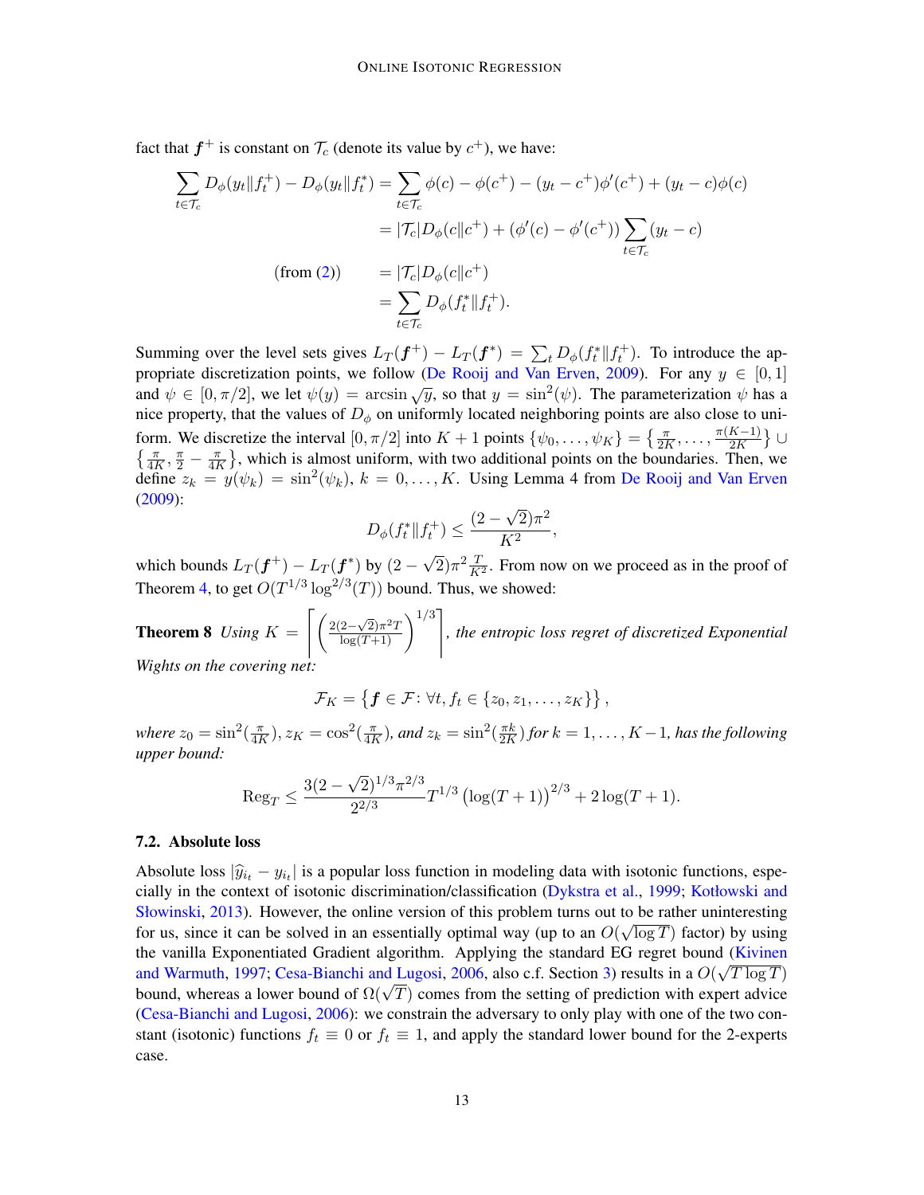fact that $\boldsymbol{f}^+$ is constant on $\mathcal{T}_c$ (denote its value by $c^+$), we have:

$$
\begin{aligned}
\sum_{t \in \mathcal{T}_c} D_\phi(y_t \| f_t^+) - D_\phi(y_t \| f_t^*) &= \sum_{t \in \mathcal{T}_c} \phi(c) - \phi(c^+) - (y_t - c^+)\phi'(c^+) + (y_t - c)\phi(c) \\
&= |\mathcal{T}_c| D_\phi(c \| c^+) + (\phi'(c) - \phi'(c^+)) \sum_{t \in \mathcal{T}_c} (y_t - c) \\
\text{(from (2))} \qquad &= |\mathcal{T}_c| D_\phi(c \| c^+) \\
&= \sum_{t \in \mathcal{T}_c} D_\phi(f_t^* \| f_t^+).
\end{aligned}
$$

Summing over the level sets gives $L_T(\boldsymbol{f}^+) - L_T(\boldsymbol{f}^*) = \sum_t D_\phi(f_t^* \| f_t^+)$. To introduce the appropriate discretization points, we follow (De Rooij and Van Erven, 2009). For any $y \in [0,1]$ and $\psi \in [0, \pi/2]$, we let $\psi(y) = \arcsin \sqrt{y}$, so that $y = \sin^2(\psi)$. The parameterization $\psi$ has a nice property, that the values of $D_\phi$ on uniformly located neighboring points are also close to uniform. We discretize the interval $[0, \pi/2]$ into $K+1$ points $\{\psi_0, \ldots, \psi_K\} = \left\{\frac{\pi}{2K}, \ldots, \frac{\pi(K-1)}{2K}\right\} \cup \left\{\frac{\pi}{4K}, \frac{\pi}{2} - \frac{\pi}{4K}\right\}$, which is almost uniform, with two additional points on the boundaries. Then, we define $z_k = y(\psi_k) = \sin^2(\psi_k)$, $k = 0, \ldots, K$. Using Lemma 4 from De Rooij and Van Erven (2009):

$$
D_\phi(f_t^* \| f_t^+) \leq \frac{(2-\sqrt{2})\pi^2}{K^2},
$$

which bounds $L_T(\boldsymbol{f}^+) - L_T(\boldsymbol{f}^*)$ by $(2-\sqrt{2})\pi^2 \frac{T}{K^2}$. From now on we proceed as in the proof of Theorem 4, to get $O(T^{1/3}\log^{2/3}(T))$ bound. Thus, we showed:

**Theorem 8** *Using $K = \left\lceil \left(\frac{2(2-\sqrt{2})\pi^2 T}{\log(T+1)}\right)^{1/3} \right\rceil$, the entropic loss regret of discretized Exponential Wights on the covering net:*

$$
\mathcal{F}_K = \left\{ \boldsymbol{f} \in \mathcal{F} \colon \forall t, f_t \in \{z_0, z_1, \ldots, z_K\} \right\},
$$

*where $z_0 = \sin^2(\frac{\pi}{4K})$, $z_K = \cos^2(\frac{\pi}{4K})$, and $z_k = \sin^2(\frac{\pi k}{2K})$ for $k = 1, \ldots, K-1$, has the following upper bound:*

$$
\mathrm{Reg}_T \leq \frac{3(2-\sqrt{2})^{1/3}\pi^{2/3}}{2^{2/3}} T^{1/3} \left(\log(T+1)\right)^{2/3} + 2\log(T+1).
$$

### 7.2. Absolute loss

Absolute loss $|\widehat{y}_{i_t} - y_{i_t}|$ is a popular loss function in modeling data with isotonic functions, especially in the context of isotonic discrimination/classification (Dykstra et al., 1999; Kotłowski and Słowinski, 2013). However, the online version of this problem turns out to be rather uninteresting for us, since it can be solved in an essentially optimal way (up to an $O(\sqrt{\log T})$ factor) by using the vanilla Exponentiated Gradient algorithm. Applying the standard EG regret bound (Kivinen and Warmuth, 1997; Cesa-Bianchi and Lugosi, 2006, also c.f. Section 3) results in a $O(\sqrt{T \log T})$ bound, whereas a lower bound of $\Omega(\sqrt{T})$ comes from the setting of prediction with expert advice (Cesa-Bianchi and Lugosi, 2006): we constrain the adversary to only play with one of the two constant (isotonic) functions $f_t \equiv 0$ or $f_t \equiv 1$, and apply the standard lower bound for the 2-experts case.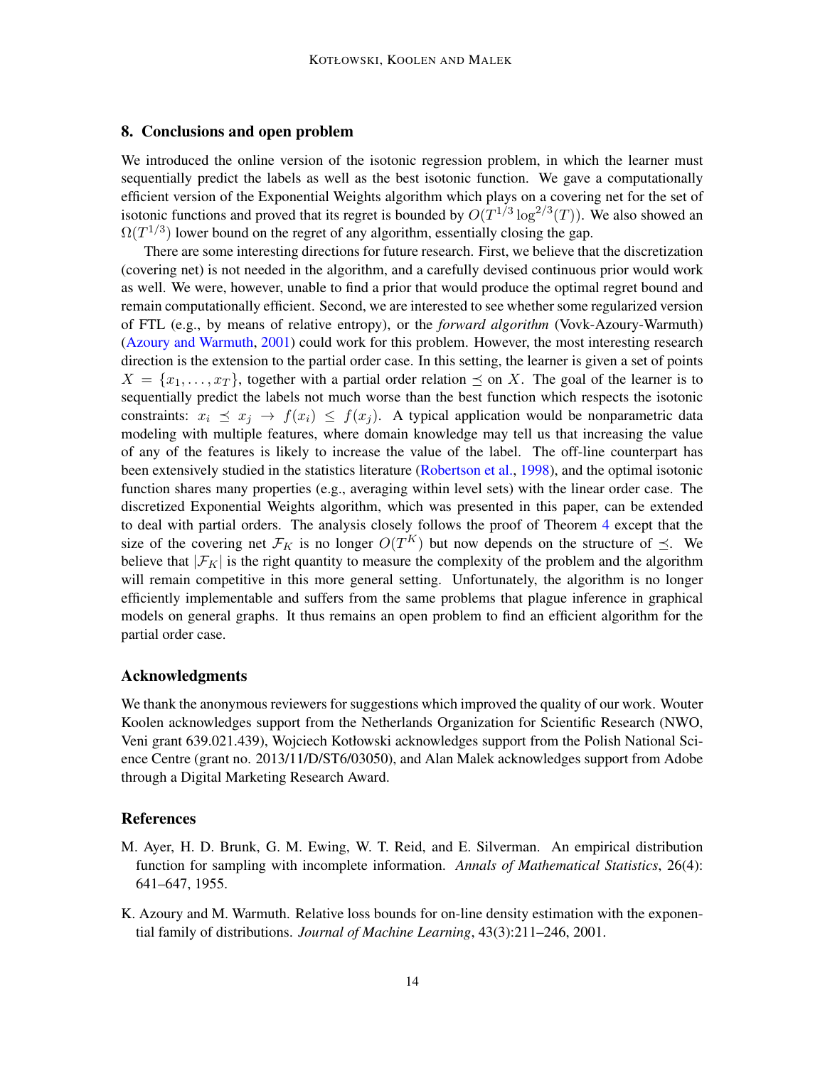## 8. Conclusions and open problem

We introduced the online version of the isotonic regression problem, in which the learner must sequentially predict the labels as well as the best isotonic function. We gave a computationally efficient version of the Exponential Weights algorithm which plays on a covering net for the set of isotonic functions and proved that its regret is bounded by $O(T^{1/3} \log^{2/3}(T))$. We also showed an $\Omega(T^{1/3})$ lower bound on the regret of any algorithm, essentially closing the gap.

There are some interesting directions for future research. First, we believe that the discretization (covering net) is not needed in the algorithm, and a carefully devised continuous prior would work as well. We were, however, unable to find a prior that would produce the optimal regret bound and remain computationally efficient. Second, we are interested to see whether some regularized version of FTL (e.g., by means of relative entropy), or the *forward algorithm* (Vovk-Azoury-Warmuth) (Azoury and Warmuth, 2001) could work for this problem. However, the most interesting research direction is the extension to the partial order case. In this setting, the learner is given a set of points $X = \{x_1, \ldots, x_T\}$, together with a partial order relation $\preceq$ on $X$. The goal of the learner is to sequentially predict the labels not much worse than the best function which respects the isotonic constraints: $x_i \preceq x_j \rightarrow f(x_i) \leq f(x_j)$. A typical application would be nonparametric data modeling with multiple features, where domain knowledge may tell us that increasing the value of any of the features is likely to increase the value of the label. The off-line counterpart has been extensively studied in the statistics literature (Robertson et al., 1998), and the optimal isotonic function shares many properties (e.g., averaging within level sets) with the linear order case. The discretized Exponential Weights algorithm, which was presented in this paper, can be extended to deal with partial orders. The analysis closely follows the proof of Theorem 4 except that the size of the covering net $\mathcal{F}_K$ is no longer $O(T^K)$ but now depends on the structure of $\preceq$. We believe that $|\mathcal{F}_K|$ is the right quantity to measure the complexity of the problem and the algorithm will remain competitive in this more general setting. Unfortunately, the algorithm is no longer efficiently implementable and suffers from the same problems that plague inference in graphical models on general graphs. It thus remains an open problem to find an efficient algorithm for the partial order case.

## Acknowledgments

We thank the anonymous reviewers for suggestions which improved the quality of our work. Wouter Koolen acknowledges support from the Netherlands Organization for Scientific Research (NWO, Veni grant 639.021.439), Wojciech Kotłowski acknowledges support from the Polish National Science Centre (grant no. 2013/11/D/ST6/03050), and Alan Malek acknowledges support from Adobe through a Digital Marketing Research Award.

## References

M. Ayer, H. D. Brunk, G. M. Ewing, W. T. Reid, and E. Silverman. An empirical distribution function for sampling with incomplete information. *Annals of Mathematical Statistics*, 26(4): 641–647, 1955.

K. Azoury and M. Warmuth. Relative loss bounds for on-line density estimation with the exponential family of distributions. *Journal of Machine Learning*, 43(3):211–246, 2001.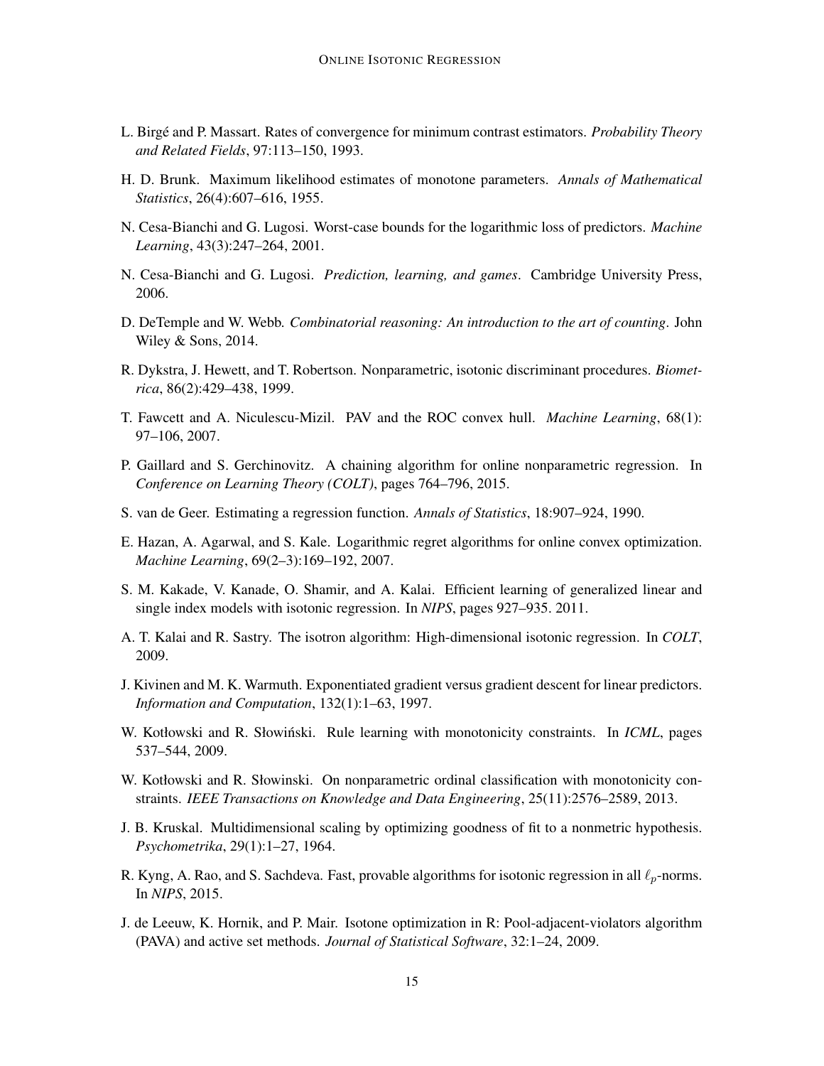L. Birgé and P. Massart. Rates of convergence for minimum contrast estimators. *Probability Theory and Related Fields*, 97:113–150, 1993.

H. D. Brunk. Maximum likelihood estimates of monotone parameters. *Annals of Mathematical Statistics*, 26(4):607–616, 1955.

N. Cesa-Bianchi and G. Lugosi. Worst-case bounds for the logarithmic loss of predictors. *Machine Learning*, 43(3):247–264, 2001.

N. Cesa-Bianchi and G. Lugosi. *Prediction, learning, and games*. Cambridge University Press, 2006.

D. DeTemple and W. Webb. *Combinatorial reasoning: An introduction to the art of counting*. John Wiley & Sons, 2014.

R. Dykstra, J. Hewett, and T. Robertson. Nonparametric, isotonic discriminant procedures. *Biometrica*, 86(2):429–438, 1999.

T. Fawcett and A. Niculescu-Mizil. PAV and the ROC convex hull. *Machine Learning*, 68(1): 97–106, 2007.

P. Gaillard and S. Gerchinovitz. A chaining algorithm for online nonparametric regression. In *Conference on Learning Theory (COLT)*, pages 764–796, 2015.

S. van de Geer. Estimating a regression function. *Annals of Statistics*, 18:907–924, 1990.

E. Hazan, A. Agarwal, and S. Kale. Logarithmic regret algorithms for online convex optimization. *Machine Learning*, 69(2–3):169–192, 2007.

S. M. Kakade, V. Kanade, O. Shamir, and A. Kalai. Efficient learning of generalized linear and single index models with isotonic regression. In *NIPS*, pages 927–935. 2011.

A. T. Kalai and R. Sastry. The isotron algorithm: High-dimensional isotonic regression. In *COLT*, 2009.

J. Kivinen and M. K. Warmuth. Exponentiated gradient versus gradient descent for linear predictors. *Information and Computation*, 132(1):1–63, 1997.

W. Kotłowski and R. Słowiński. Rule learning with monotonicity constraints. In *ICML*, pages 537–544, 2009.

W. Kotłowski and R. Słowinski. On nonparametric ordinal classification with monotonicity constraints. *IEEE Transactions on Knowledge and Data Engineering*, 25(11):2576–2589, 2013.

J. B. Kruskal. Multidimensional scaling by optimizing goodness of fit to a nonmetric hypothesis. *Psychometrika*, 29(1):1–27, 1964.

R. Kyng, A. Rao, and S. Sachdeva. Fast, provable algorithms for isotonic regression in all $\ell_p$-norms. In *NIPS*, 2015.

J. de Leeuw, K. Hornik, and P. Mair. Isotone optimization in R: Pool-adjacent-violators algorithm (PAVA) and active set methods. *Journal of Statistical Software*, 32:1–24, 2009.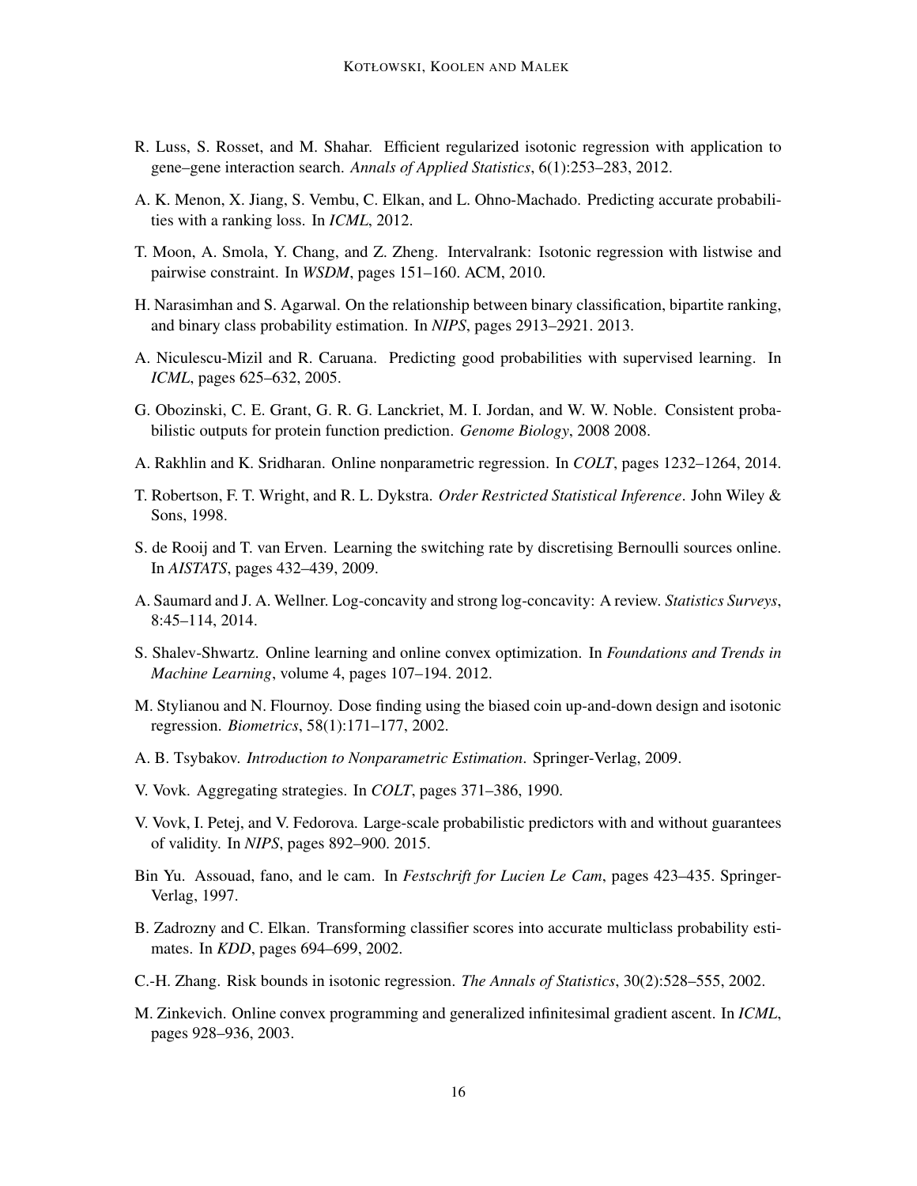R. Luss, S. Rosset, and M. Shahar. Efficient regularized isotonic regression with application to gene–gene interaction search. *Annals of Applied Statistics*, 6(1):253–283, 2012.

A. K. Menon, X. Jiang, S. Vembu, C. Elkan, and L. Ohno-Machado. Predicting accurate probabilities with a ranking loss. In *ICML*, 2012.

T. Moon, A. Smola, Y. Chang, and Z. Zheng. Intervalrank: Isotonic regression with listwise and pairwise constraint. In *WSDM*, pages 151–160. ACM, 2010.

H. Narasimhan and S. Agarwal. On the relationship between binary classification, bipartite ranking, and binary class probability estimation. In *NIPS*, pages 2913–2921. 2013.

A. Niculescu-Mizil and R. Caruana. Predicting good probabilities with supervised learning. In *ICML*, pages 625–632, 2005.

G. Obozinski, C. E. Grant, G. R. G. Lanckriet, M. I. Jordan, and W. W. Noble. Consistent probabilistic outputs for protein function prediction. *Genome Biology*, 2008 2008.

A. Rakhlin and K. Sridharan. Online nonparametric regression. In *COLT*, pages 1232–1264, 2014.

T. Robertson, F. T. Wright, and R. L. Dykstra. *Order Restricted Statistical Inference*. John Wiley & Sons, 1998.

S. de Rooij and T. van Erven. Learning the switching rate by discretising Bernoulli sources online. In *AISTATS*, pages 432–439, 2009.

A. Saumard and J. A. Wellner. Log-concavity and strong log-concavity: A review. *Statistics Surveys*, 8:45–114, 2014.

S. Shalev-Shwartz. Online learning and online convex optimization. In *Foundations and Trends in Machine Learning*, volume 4, pages 107–194. 2012.

M. Stylianou and N. Flournoy. Dose finding using the biased coin up-and-down design and isotonic regression. *Biometrics*, 58(1):171–177, 2002.

A. B. Tsybakov. *Introduction to Nonparametric Estimation*. Springer-Verlag, 2009.

V. Vovk. Aggregating strategies. In *COLT*, pages 371–386, 1990.

V. Vovk, I. Petej, and V. Fedorova. Large-scale probabilistic predictors with and without guarantees of validity. In *NIPS*, pages 892–900. 2015.

Bin Yu. Assouad, fano, and le cam. In *Festschrift for Lucien Le Cam*, pages 423–435. Springer-Verlag, 1997.

B. Zadrozny and C. Elkan. Transforming classifier scores into accurate multiclass probability estimates. In *KDD*, pages 694–699, 2002.

C.-H. Zhang. Risk bounds in isotonic regression. *The Annals of Statistics*, 30(2):528–555, 2002.

M. Zinkevich. Online convex programming and generalized infinitesimal gradient ascent. In *ICML*, pages 928–936, 2003.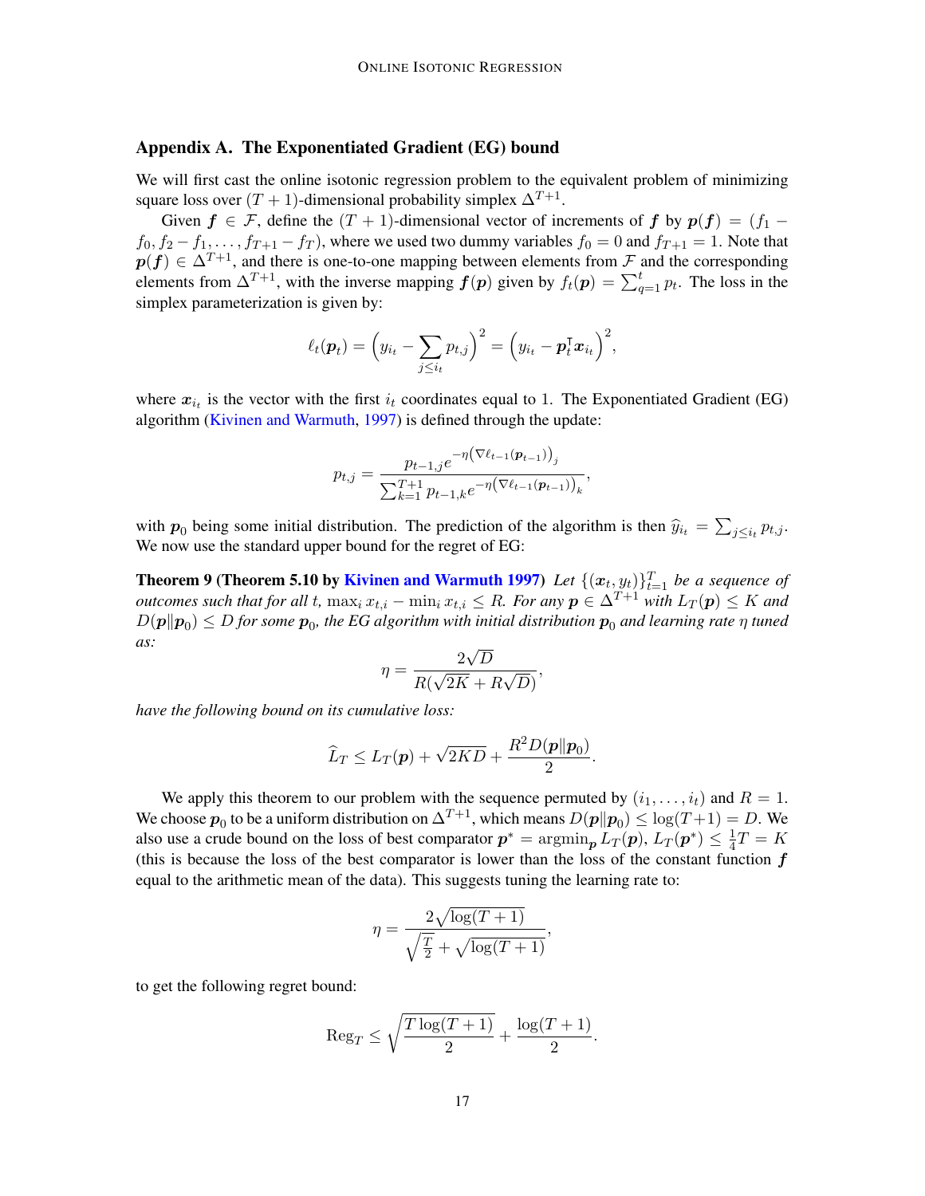## Appendix A. The Exponentiated Gradient (EG) bound

We will first cast the online isotonic regression problem to the equivalent problem of minimizing square loss over $(T+1)$-dimensional probability simplex $\Delta^{T+1}$.

Given $\boldsymbol{f} \in \mathcal{F}$, define the $(T+1)$-dimensional vector of increments of $\boldsymbol{f}$ by $\boldsymbol{p}(\boldsymbol{f}) = (f_1 - f_0, f_2 - f_1, \ldots, f_{T+1} - f_T)$, where we used two dummy variables $f_0 = 0$ and $f_{T+1} = 1$. Note that $\boldsymbol{p}(\boldsymbol{f}) \in \Delta^{T+1}$, and there is one-to-one mapping between elements from $\mathcal{F}$ and the corresponding elements from $\Delta^{T+1}$, with the inverse mapping $\boldsymbol{f}(\boldsymbol{p})$ given by $f_t(\boldsymbol{p}) = \sum_{q=1}^{t} p_t$. The loss in the simplex parameterization is given by:

$$\ell_t(\boldsymbol{p}_t) = \Big(y_{i_t} - \sum_{j \le i_t} p_{t,j}\Big)^2 = \Big(y_{i_t} - \boldsymbol{p}_t^\intercal \boldsymbol{x}_{i_t}\Big)^2,$$

where $\boldsymbol{x}_{i_t}$ is the vector with the first $i_t$ coordinates equal to 1. The Exponentiated Gradient (EG) algorithm (Kivinen and Warmuth, 1997) is defined through the update:

$$p_{t,j} = \frac{p_{t-1,j} e^{-\eta \left(\nabla \ell_{t-1}(\boldsymbol{p}_{t-1})\right)_j}}{\sum_{k=1}^{T+1} p_{t-1,k} e^{-\eta \left(\nabla \ell_{t-1}(\boldsymbol{p}_{t-1})\right)_k}},$$

with $\boldsymbol{p}_0$ being some initial distribution. The prediction of the algorithm is then $\widehat{y}_{i_t} = \sum_{j \le i_t} p_{t,j}$. We now use the standard upper bound for the regret of EG:

**Theorem 9 (Theorem 5.10 by Kivinen and Warmuth 1997)** *Let $\{(\boldsymbol{x}_t, y_t)\}_{t=1}^T$ be a sequence of outcomes such that for all $t$, $\max_i x_{t,i} - \min_i x_{t,i} \le R$. For any $\boldsymbol{p} \in \Delta^{T+1}$ with $L_T(\boldsymbol{p}) \le K$ and $D(\boldsymbol{p} \| \boldsymbol{p}_0) \le D$ for some $\boldsymbol{p}_0$, the EG algorithm with initial distribution $\boldsymbol{p}_0$ and learning rate $\eta$ tuned as:*

$$\eta = \frac{2\sqrt{D}}{R(\sqrt{2K} + R\sqrt{D})},$$

*have the following bound on its cumulative loss:*

$$\widehat{L}_T \le L_T(\boldsymbol{p}) + \sqrt{2KD} + \frac{R^2 D(\boldsymbol{p} \| \boldsymbol{p}_0)}{2}.$$

We apply this theorem to our problem with the sequence permuted by $(i_1, \ldots, i_t)$ and $R = 1$. We choose $\boldsymbol{p}_0$ to be a uniform distribution on $\Delta^{T+1}$, which means $D(\boldsymbol{p} \| \boldsymbol{p}_0) \le \log(T+1) = D$. We also use a crude bound on the loss of best comparator $\boldsymbol{p}^* = \operatorname{argmin}_{\boldsymbol{p}} L_T(\boldsymbol{p})$, $L_T(\boldsymbol{p}^*) \le \frac{1}{4}T = K$ (this is because the loss of the best comparator is lower than the loss of the constant function $\boldsymbol{f}$ equal to the arithmetic mean of the data). This suggests tuning the learning rate to:

$$\eta = \frac{2\sqrt{\log(T+1)}}{\sqrt{\frac{T}{2}} + \sqrt{\log(T+1)}},$$

to get the following regret bound:

$$\mathrm{Reg}_T \le \sqrt{\frac{T \log(T+1)}{2}} + \frac{\log(T+1)}{2}.$$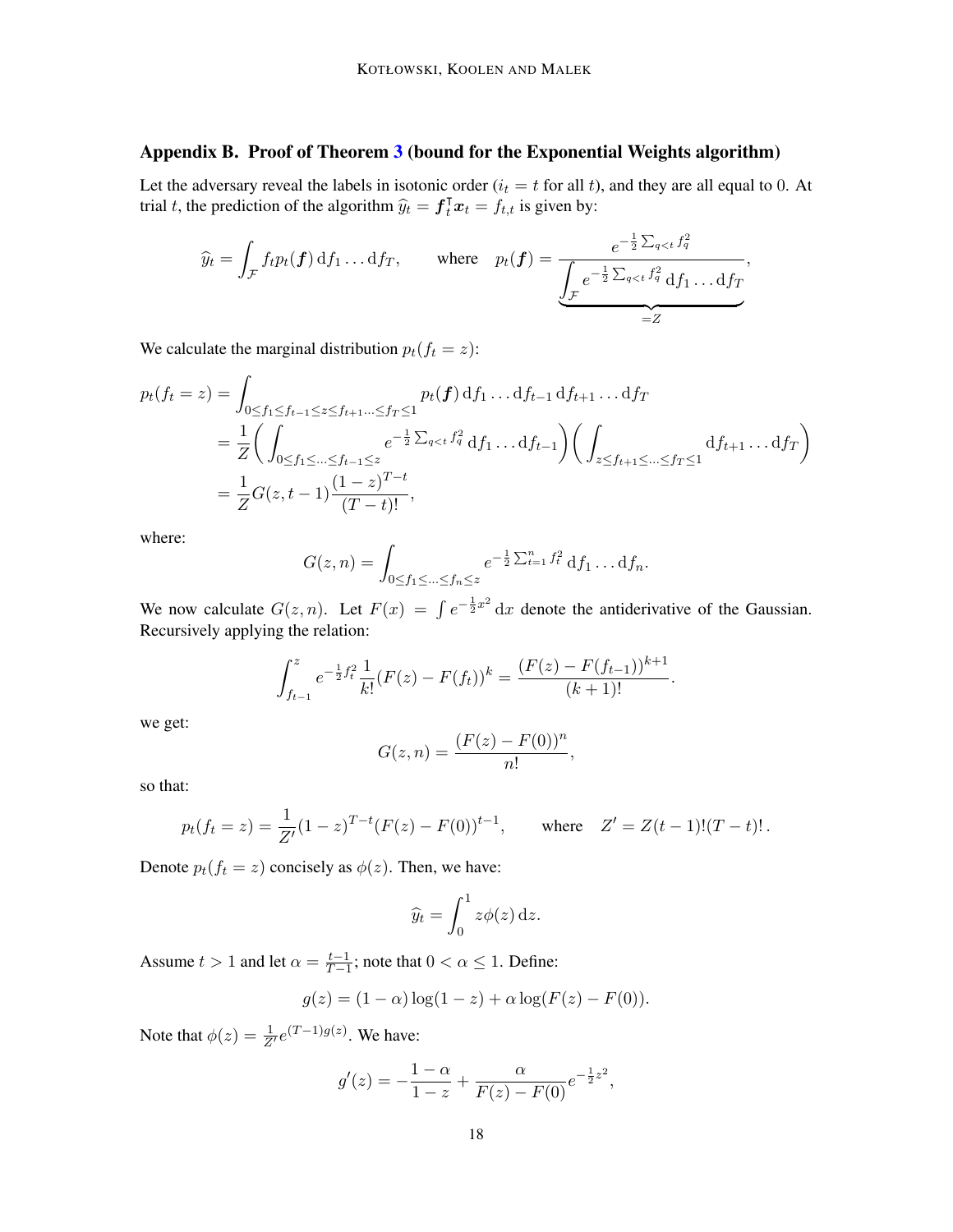## Appendix B. Proof of Theorem 3 (bound for the Exponential Weights algorithm)

Let the adversary reveal the labels in isotonic order ($i_t = t$ for all $t$), and they are all equal to 0. At trial $t$, the prediction of the algorithm $\widehat{y}_t = \boldsymbol{f}_t^\intercal \boldsymbol{x}_t = f_{t,t}$ is given by:

$$\widehat{y}_t = \int_{\mathcal{F}} f_t p_t(\boldsymbol{f}) \,\mathrm{d}f_1 \dots \mathrm{d}f_T, \qquad \text{where} \quad p_t(\boldsymbol{f}) = \frac{e^{-\frac{1}{2}\sum_{q<t} f_q^2}}{\underbrace{\int_{\mathcal{F}} e^{-\frac{1}{2}\sum_{q<t} f_q^2} \,\mathrm{d}f_1 \dots \mathrm{d}f_T}_{=Z}},$$

We calculate the marginal distribution $p_t(f_t = z)$:

$$\begin{aligned}
p_t(f_t = z) &= \int_{0 \le f_1 \le f_{t-1} \le z \le f_{t+1} \dots \le f_T \le 1} p_t(\boldsymbol{f}) \,\mathrm{d}f_1 \dots \mathrm{d}f_{t-1} \,\mathrm{d}f_{t+1} \dots \mathrm{d}f_T \\
&= \frac{1}{Z} \bigg( \int_{0 \le f_1 \le \dots \le f_{t-1} \le z} e^{-\frac{1}{2}\sum_{q<t} f_q^2} \,\mathrm{d}f_1 \dots \mathrm{d}f_{t-1} \bigg) \bigg( \int_{z \le f_{t+1} \le \dots \le f_T \le 1} \mathrm{d}f_{t+1} \dots \mathrm{d}f_T \bigg) \\
&= \frac{1}{Z} G(z, t-1) \frac{(1-z)^{T-t}}{(T-t)!},
\end{aligned}$$

where:

$$G(z, n) = \int_{0 \le f_1 \le \dots \le f_n \le z} e^{-\frac{1}{2}\sum_{t=1}^n f_t^2} \,\mathrm{d}f_1 \dots \mathrm{d}f_n.$$

We now calculate $G(z, n)$. Let $F(x) = \int e^{-\frac{1}{2}x^2} \,\mathrm{d}x$ denote the antiderivative of the Gaussian. Recursively applying the relation:

$$\int_{f_{t-1}}^{z} e^{-\frac{1}{2}f_t^2} \frac{1}{k!} (F(z) - F(f_t))^k = \frac{(F(z) - F(f_{t-1}))^{k+1}}{(k+1)!}.$$

we get:

$$G(z, n) = \frac{(F(z) - F(0))^n}{n!},$$

so that:

$$p_t(f_t = z) = \frac{1}{Z'} (1-z)^{T-t} (F(z) - F(0))^{t-1}, \qquad \text{where} \quad Z' = Z(t-1)!(T-t)!\,.$$

Denote $p_t(f_t = z)$ concisely as $\phi(z)$. Then, we have:

$$\widehat{y}_t = \int_0^1 z\phi(z) \,\mathrm{d}z.$$

Assume $t > 1$ and let $\alpha = \frac{t-1}{T-1}$; note that $0 < \alpha \le 1$. Define:

$$g(z) = (1-\alpha)\log(1-z) + \alpha \log(F(z) - F(0)).$$

Note that $\phi(z) = \frac{1}{Z'} e^{(T-1)g(z)}$. We have:

$$g'(z) = -\frac{1-\alpha}{1-z} + \frac{\alpha}{F(z) - F(0)} e^{-\frac{1}{2}z^2},$$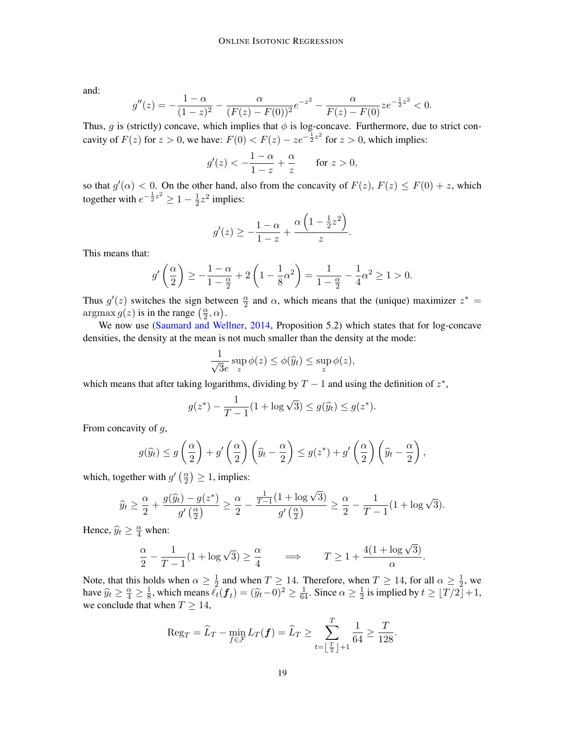and:

$$g''(z) = -\frac{1-\alpha}{(1-z)^2} - \frac{\alpha}{(F(z)-F(0))^2} e^{-z^2} - \frac{\alpha}{F(z)-F(0)} z e^{-\frac{1}{2}z^2} < 0.$$

Thus, $g$ is (strictly) concave, which implies that $\phi$ is log-concave. Furthermore, due to strict concavity of $F(z)$ for $z > 0$, we have: $F(0) < F(z) - z e^{-\frac{1}{2}z^2}$ for $z > 0$, which implies:

$$g'(z) < -\frac{1-\alpha}{1-z} + \frac{\alpha}{z} \qquad \text{for } z > 0,$$

so that $g'(\alpha) < 0$. On the other hand, also from the concavity of $F(z)$, $F(z) \leq F(0) + z$, which together with $e^{-\frac{1}{2}z^2} \geq 1 - \frac{1}{2}z^2$ implies:

$$g'(z) \geq -\frac{1-\alpha}{1-z} + \frac{\alpha\left(1 - \frac{1}{2}z^2\right)}{z}.$$

This means that:

$$g'\left(\frac{\alpha}{2}\right) \geq -\frac{1-\alpha}{1-\frac{\alpha}{2}} + 2\left(1 - \frac{1}{8}\alpha^2\right) = \frac{1}{1-\frac{\alpha}{2}} - \frac{1}{4}\alpha^2 \geq 1 > 0.$$

Thus $g'(z)$ switches the sign between $\frac{\alpha}{2}$ and $\alpha$, which means that the (unique) maximizer $z^* = \operatorname{argmax} g(z)$ is in the range $\left(\frac{\alpha}{2}, \alpha\right)$.

We now use (Saumard and Wellner, 2014, Proposition 5.2) which states that for log-concave densities, the density at the mean is not much smaller than the density at the mode:

$$\frac{1}{\sqrt{3}e} \sup_z \phi(z) \leq \phi(\widehat{y}_t) \leq \sup_z \phi(z),$$

which means that after taking logarithms, dividing by $T-1$ and using the definition of $z^*$,

$$g(z^*) - \frac{1}{T-1}(1 + \log\sqrt{3}) \leq g(\widehat{y}_t) \leq g(z^*).$$

From concavity of $g$,

$$g(\widehat{y}_t) \leq g\left(\frac{\alpha}{2}\right) + g'\left(\frac{\alpha}{2}\right)\left(\widehat{y}_t - \frac{\alpha}{2}\right) \leq g(z^*) + g'\left(\frac{\alpha}{2}\right)\left(\widehat{y}_t - \frac{\alpha}{2}\right),$$

which, together with $g'\left(\frac{\alpha}{2}\right) \geq 1$, implies:

$$\widehat{y}_t \geq \frac{\alpha}{2} + \frac{g(\widehat{y}_t) - g(z^*)}{g'\left(\frac{\alpha}{2}\right)} \geq \frac{\alpha}{2} - \frac{\frac{1}{T-1}(1+\log\sqrt{3})}{g'\left(\frac{\alpha}{2}\right)} \geq \frac{\alpha}{2} - \frac{1}{T-1}(1 + \log\sqrt{3}).$$

Hence, $\widehat{y}_t \geq \frac{\alpha}{4}$ when:

$$\frac{\alpha}{2} - \frac{1}{T-1}(1 + \log\sqrt{3}) \geq \frac{\alpha}{4} \qquad \Longrightarrow \qquad T \geq 1 + \frac{4(1+\log\sqrt{3})}{\alpha}.$$

Note, that this holds when $\alpha \geq \frac{1}{2}$ and when $T \geq 14$. Therefore, when $T \geq 14$, for all $\alpha \geq \frac{1}{2}$, we have $\widehat{y}_t \geq \frac{\alpha}{4} \geq \frac{1}{8}$, which means $\ell_t(\boldsymbol{f}_t) = (\widehat{y}_t - 0)^2 \geq \frac{1}{64}$. Since $\alpha \geq \frac{1}{2}$ is implied by $t \geq \lfloor T/2 \rfloor + 1$, we conclude that when $T \geq 14$,

$$\mathrm{Reg}_T = \widehat{L}_T - \min_{f \in \mathcal{F}} L_T(\boldsymbol{f}) = \widehat{L}_T \geq \sum_{t=\left\lfloor \frac{T}{2} \right\rfloor + 1}^{T} \frac{1}{64} \geq \frac{T}{128}.$$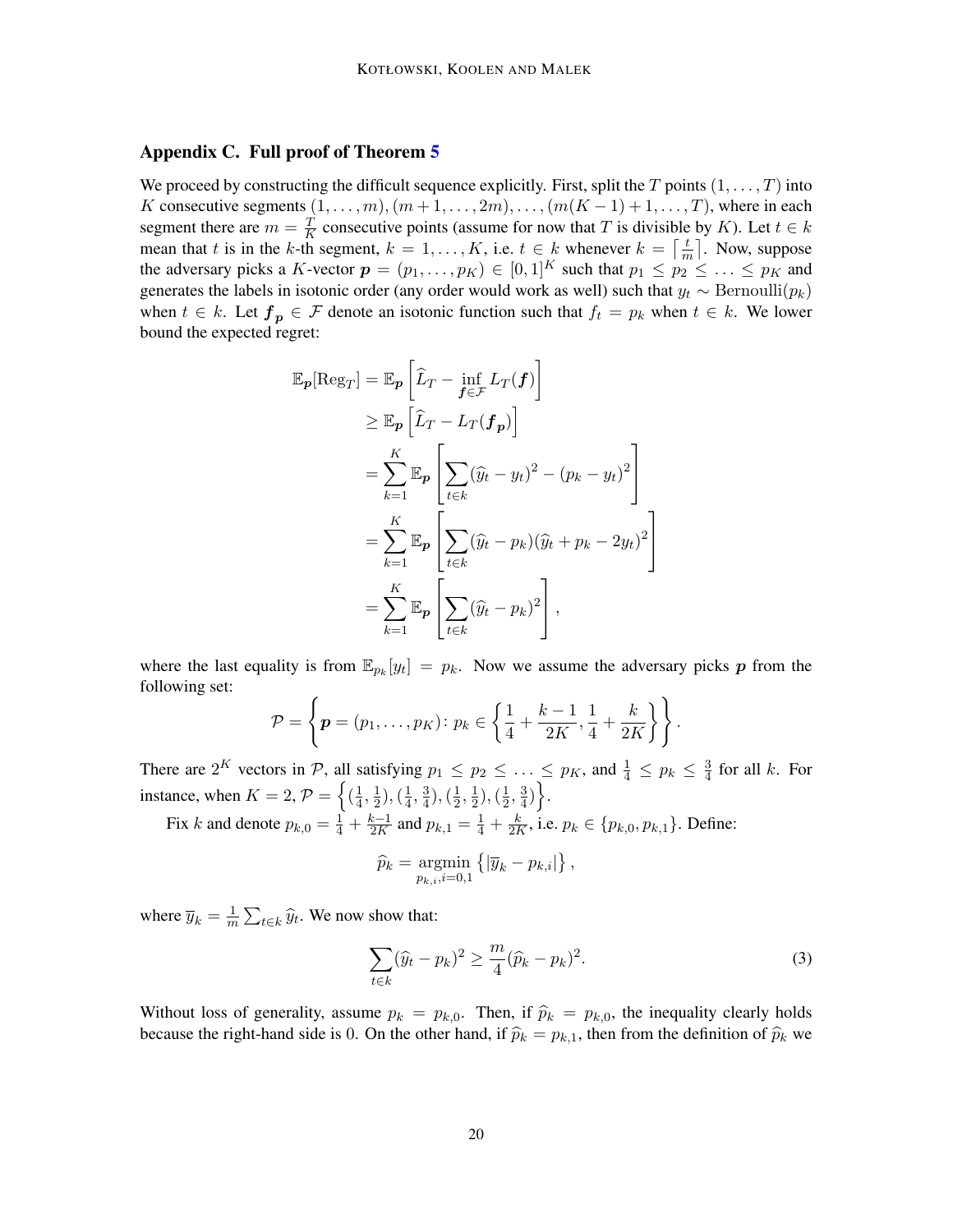## Appendix C. Full proof of Theorem 5

We proceed by constructing the difficult sequence explicitly. First, split the $T$ points $(1, \ldots, T)$ into $K$ consecutive segments $(1, \ldots, m), (m+1, \ldots, 2m), \ldots, (m(K-1)+1, \ldots, T)$, where in each segment there are $m = \frac{T}{K}$ consecutive points (assume for now that $T$ is divisible by $K$). Let $t \in k$ mean that $t$ is in the $k$-th segment, $k = 1, \ldots, K$, i.e. $t \in k$ whenever $k = \left\lceil \frac{t}{m} \right\rceil$. Now, suppose the adversary picks a $K$-vector $\boldsymbol{p} = (p_1, \ldots, p_K) \in [0,1]^K$ such that $p_1 \leq p_2 \leq \ldots \leq p_K$ and generates the labels in isotonic order (any order would work as well) such that $y_t \sim \mathrm{Bernoulli}(p_k)$ when $t \in k$. Let $\boldsymbol{f_p} \in \mathcal{F}$ denote an isotonic function such that $f_t = p_k$ when $t \in k$. We lower bound the expected regret:

$$
\begin{aligned}
\mathbb{E}_{\boldsymbol{p}}[\mathrm{Reg}_T] &= \mathbb{E}_{\boldsymbol{p}}\left[\widehat{L}_T - \inf_{\boldsymbol{f} \in \mathcal{F}} L_T(\boldsymbol{f})\right] \\
&\geq \mathbb{E}_{\boldsymbol{p}}\left[\widehat{L}_T - L_T(\boldsymbol{f_p})\right] \\
&= \sum_{k=1}^{K} \mathbb{E}_{\boldsymbol{p}}\left[\sum_{t \in k} (\widehat{y}_t - y_t)^2 - (p_k - y_t)^2\right] \\
&= \sum_{k=1}^{K} \mathbb{E}_{\boldsymbol{p}}\left[\sum_{t \in k} (\widehat{y}_t - p_k)(\widehat{y}_t + p_k - 2y_t)^2\right] \\
&= \sum_{k=1}^{K} \mathbb{E}_{\boldsymbol{p}}\left[\sum_{t \in k} (\widehat{y}_t - p_k)^2\right],
\end{aligned}
$$

where the last equality is from $\mathbb{E}_{p_k}[y_t] = p_k$. Now we assume the adversary picks $\boldsymbol{p}$ from the following set:

$$
\mathcal{P} = \left\{ \boldsymbol{p} = (p_1, \ldots, p_K) \colon p_k \in \left\{ \frac{1}{4} + \frac{k-1}{2K}, \frac{1}{4} + \frac{k}{2K} \right\} \right\}.
$$

There are $2^K$ vectors in $\mathcal{P}$, all satisfying $p_1 \leq p_2 \leq \ldots \leq p_K$, and $\frac{1}{4} \leq p_k \leq \frac{3}{4}$ for all $k$. For instance, when $K = 2$, $\mathcal{P} = \left\{ (\frac{1}{4}, \frac{1}{2}), (\frac{1}{4}, \frac{3}{4}), (\frac{1}{2}, \frac{1}{2}), (\frac{1}{2}, \frac{3}{4}) \right\}$.

Fix $k$ and denote $p_{k,0} = \frac{1}{4} + \frac{k-1}{2K}$ and $p_{k,1} = \frac{1}{4} + \frac{k}{2K}$, i.e. $p_k \in \{p_{k,0}, p_{k,1}\}$. Define:

$$
\widehat{p}_k = \operatorname*{argmin}_{p_{k,i}, i=0,1} \left\{ |\overline{y}_k - p_{k,i}| \right\},
$$

where $\overline{y}_k = \frac{1}{m} \sum_{t \in k} \widehat{y}_t$. We now show that:

$$
\sum_{t \in k} (\widehat{y}_t - p_k)^2 \geq \frac{m}{4} (\widehat{p}_k - p_k)^2. \tag{3}
$$

Without loss of generality, assume $p_k = p_{k,0}$. Then, if $\widehat{p}_k = p_{k,0}$, the inequality clearly holds because the right-hand side is 0. On the other hand, if $\widehat{p}_k = p_{k,1}$, then from the definition of $\widehat{p}_k$ we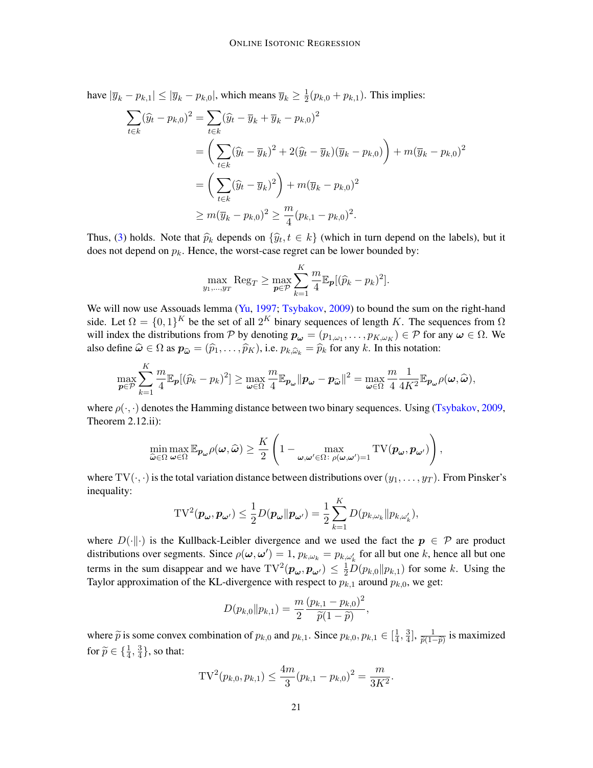have $|\overline{y}_k - p_{k,1}| \leq |\overline{y}_k - p_{k,0}|$, which means $\overline{y}_k \geq \frac{1}{2}(p_{k,0} + p_{k,1})$. This implies:

$$
\begin{aligned}
\sum_{t \in k} (\widehat{y}_t - p_{k,0})^2 &= \sum_{t \in k} (\widehat{y}_t - \overline{y}_k + \overline{y}_k - p_{k,0})^2 \\
&= \bigg( \sum_{t \in k} (\widehat{y}_t - \overline{y}_k)^2 + 2(\widehat{y}_t - \overline{y}_k)(\overline{y}_k - p_{k,0}) \bigg) + m(\overline{y}_k - p_{k,0})^2 \\
&= \bigg( \sum_{t \in k} (\widehat{y}_t - \overline{y}_k)^2 \bigg) + m(\overline{y}_k - p_{k,0})^2 \\
&\geq m(\overline{y}_k - p_{k,0})^2 \geq \frac{m}{4}(p_{k,1} - p_{k,0})^2.
\end{aligned}
$$

Thus, (3) holds. Note that $\widehat{p}_k$ depends on $\{\widehat{y}_t, t \in k\}$ (which in turn depend on the labels), but it does not depend on $p_k$. Hence, the worst-case regret can be lower bounded by:

$$
\max_{y_1, \ldots, y_T} \mathrm{Reg}_T \geq \max_{\boldsymbol{p} \in \mathcal{P}} \sum_{k=1}^{K} \frac{m}{4} \mathbb{E}_{\boldsymbol{p}}[(\widehat{p}_k - p_k)^2].
$$

We will now use Assouads lemma (Yu, 1997; Tsybakov, 2009) to bound the sum on the right-hand side. Let $\Omega = \{0, 1\}^K$ be the set of all $2^K$ binary sequences of length $K$. The sequences from $\Omega$ will index the distributions from $\mathcal{P}$ by denoting $\boldsymbol{p}_{\boldsymbol{\omega}} = (p_{1,\omega_1}, \ldots, p_{K,\omega_K}) \in \mathcal{P}$ for any $\boldsymbol{\omega} \in \Omega$. We also define $\widehat{\boldsymbol{\omega}} \in \Omega$ as $\boldsymbol{p}_{\widehat{\boldsymbol{\omega}}} = (\widehat{p}_1, \ldots, \widehat{p}_K)$, i.e. $p_{k,\widehat{\omega}_k} = \widehat{p}_k$ for any $k$. In this notation:

$$
\max_{\boldsymbol{p} \in \mathcal{P}} \sum_{k=1}^{K} \frac{m}{4} \mathbb{E}_{\boldsymbol{p}}[(\widehat{p}_k - p_k)^2] \geq \max_{\boldsymbol{\omega} \in \Omega} \frac{m}{4} \mathbb{E}_{\boldsymbol{p}_{\boldsymbol{\omega}}} \|\boldsymbol{p}_{\boldsymbol{\omega}} - \boldsymbol{p}_{\widehat{\boldsymbol{\omega}}}\|^2 = \max_{\boldsymbol{\omega} \in \Omega} \frac{m}{4} \frac{1}{4K^2} \mathbb{E}_{\boldsymbol{p}_{\boldsymbol{\omega}}} \rho(\boldsymbol{\omega}, \widehat{\boldsymbol{\omega}}),
$$

where $\rho(\cdot, \cdot)$ denotes the Hamming distance between two binary sequences. Using (Tsybakov, 2009, Theorem 2.12.ii):

$$
\min_{\widehat{\boldsymbol{\omega}} \in \Omega} \max_{\boldsymbol{\omega} \in \Omega} \mathbb{E}_{\boldsymbol{p}_{\boldsymbol{\omega}}} \rho(\boldsymbol{\omega}, \widehat{\boldsymbol{\omega}}) \geq \frac{K}{2} \left( 1 - \max_{\boldsymbol{\omega}, \boldsymbol{\omega}' \in \Omega \colon \rho(\boldsymbol{\omega}, \boldsymbol{\omega}') = 1} \mathrm{TV}(\boldsymbol{p}_{\boldsymbol{\omega}}, \boldsymbol{p}_{\boldsymbol{\omega}'}) \right),
$$

where $\mathrm{TV}(\cdot, \cdot)$ is the total variation distance between distributions over $(y_1, \ldots, y_T)$. From Pinsker's inequality:

$$
\mathrm{TV}^2(\boldsymbol{p}_{\boldsymbol{\omega}}, \boldsymbol{p}_{\boldsymbol{\omega}'}) \leq \frac{1}{2} D(\boldsymbol{p}_{\boldsymbol{\omega}} \| \boldsymbol{p}_{\boldsymbol{\omega}'}) = \frac{1}{2} \sum_{k=1}^{K} D(p_{k,\omega_k} \| p_{k,\omega'_k}),
$$

where $D(\cdot \| \cdot)$ is the Kullback-Leibler divergence and we used the fact the $\boldsymbol{p} \in \mathcal{P}$ are product distributions over segments. Since $\rho(\boldsymbol{\omega}, \boldsymbol{\omega}') = 1$, $p_{k,\omega_k} = p_{k,\omega'_k}$ for all but one $k$, hence all but one terms in the sum disappear and we have $\mathrm{TV}^2(\boldsymbol{p}_{\boldsymbol{\omega}}, \boldsymbol{p}_{\boldsymbol{\omega}'}) \leq \frac{1}{2} D(p_{k,0} \| p_{k,1})$ for some $k$. Using the Taylor approximation of the KL-divergence with respect to $p_{k,1}$ around $p_{k,0}$, we get:

$$
D(p_{k,0} \| p_{k,1}) = \frac{m}{2} \frac{(p_{k,1} - p_{k,0})^2}{\widetilde{p}(1 - \widetilde{p})},
$$

where $\widetilde{p}$ is some convex combination of $p_{k,0}$ and $p_{k,1}$. Since $p_{k,0}, p_{k,1} \in [\frac{1}{4}, \frac{3}{4}]$, $\frac{1}{\widetilde{p}(1-\widetilde{p})}$ is maximized for $\widetilde{p} \in \{\frac{1}{4}, \frac{3}{4}\}$, so that:

$$
\mathrm{TV}^2(p_{k,0}, p_{k,1}) \leq \frac{4m}{3}(p_{k,1} - p_{k,0})^2 = \frac{m}{3K^2}.
$$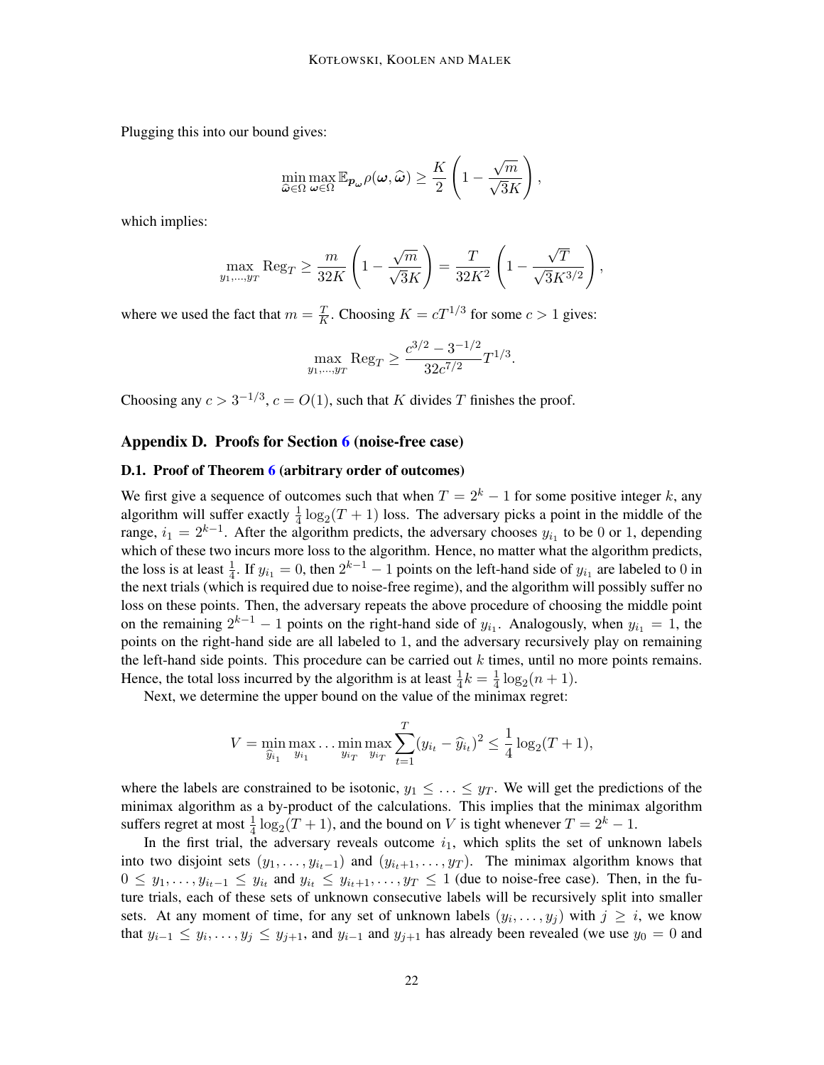Plugging this into our bound gives:

$$\min_{\widehat{\boldsymbol{\omega}} \in \Omega} \max_{\boldsymbol{\omega} \in \Omega} \mathbb{E}_{\boldsymbol{p}_{\boldsymbol{\omega}}} \rho(\boldsymbol{\omega}, \widehat{\boldsymbol{\omega}}) \geq \frac{K}{2} \left( 1 - \frac{\sqrt{m}}{\sqrt{3} K} \right),$$

which implies:

$$\max_{y_1, \ldots, y_T} \mathrm{Reg}_T \geq \frac{m}{32K} \left( 1 - \frac{\sqrt{m}}{\sqrt{3}K} \right) = \frac{T}{32K^2} \left( 1 - \frac{\sqrt{T}}{\sqrt{3}K^{3/2}} \right),$$

where we used the fact that $m = \frac{T}{K}$. Choosing $K = cT^{1/3}$ for some $c > 1$ gives:

$$\max_{y_1, \ldots, y_T} \mathrm{Reg}_T \geq \frac{c^{3/2} - 3^{-1/2}}{32 c^{7/2}} T^{1/3}.$$

Choosing any $c > 3^{-1/3}$, $c = O(1)$, such that $K$ divides $T$ finishes the proof.

## Appendix D. Proofs for Section 6 (noise-free case)

### D.1. Proof of Theorem 6 (arbitrary order of outcomes)

We first give a sequence of outcomes such that when $T = 2^k - 1$ for some positive integer $k$, any algorithm will suffer exactly $\frac{1}{4} \log_2(T+1)$ loss. The adversary picks a point in the middle of the range, $i_1 = 2^{k-1}$. After the algorithm predicts, the adversary chooses $y_{i_1}$ to be 0 or 1, depending which of these two incurs more loss to the algorithm. Hence, no matter what the algorithm predicts, the loss is at least $\frac{1}{4}$. If $y_{i_1} = 0$, then $2^{k-1} - 1$ points on the left-hand side of $y_{i_1}$ are labeled to 0 in the next trials (which is required due to noise-free regime), and the algorithm will possibly suffer no loss on these points. Then, the adversary repeats the above procedure of choosing the middle point on the remaining $2^{k-1} - 1$ points on the right-hand side of $y_{i_1}$. Analogously, when $y_{i_1} = 1$, the points on the right-hand side are all labeled to 1, and the adversary recursively play on remaining the left-hand side points. This procedure can be carried out $k$ times, until no more points remains. Hence, the total loss incurred by the algorithm is at least $\frac{1}{4} k = \frac{1}{4} \log_2(n+1)$.

Next, we determine the upper bound on the value of the minimax regret:

$$V = \min_{\widehat{y}_{i_1}} \max_{y_{i_1}} \ldots \min_{y_{i_T}} \max_{y_{i_T}} \sum_{t=1}^{T} (y_{i_t} - \widehat{y}_{i_t})^2 \leq \frac{1}{4} \log_2(T+1),$$

where the labels are constrained to be isotonic, $y_1 \leq \ldots \leq y_T$. We will get the predictions of the minimax algorithm as a by-product of the calculations. This implies that the minimax algorithm suffers regret at most $\frac{1}{4} \log_2(T+1)$, and the bound on $V$ is tight whenever $T = 2^k - 1$.

In the first trial, the adversary reveals outcome $i_1$, which splits the set of unknown labels into two disjoint sets $(y_1, \ldots, y_{i_t - 1})$ and $(y_{i_t+1}, \ldots, y_T)$. The minimax algorithm knows that $0 \leq y_1, \ldots, y_{i_t - 1} \leq y_{i_t}$ and $y_{i_t} \leq y_{i_t + 1}, \ldots, y_T \leq 1$ (due to noise-free case). Then, in the future trials, each of these sets of unknown consecutive labels will be recursively split into smaller sets. At any moment of time, for any set of unknown labels $(y_i, \ldots, y_j)$ with $j \geq i$, we know that $y_{i-1} \leq y_i, \ldots, y_j \leq y_{j+1}$, and $y_{i-1}$ and $y_{j+1}$ has already been revealed (we use $y_0 = 0$ and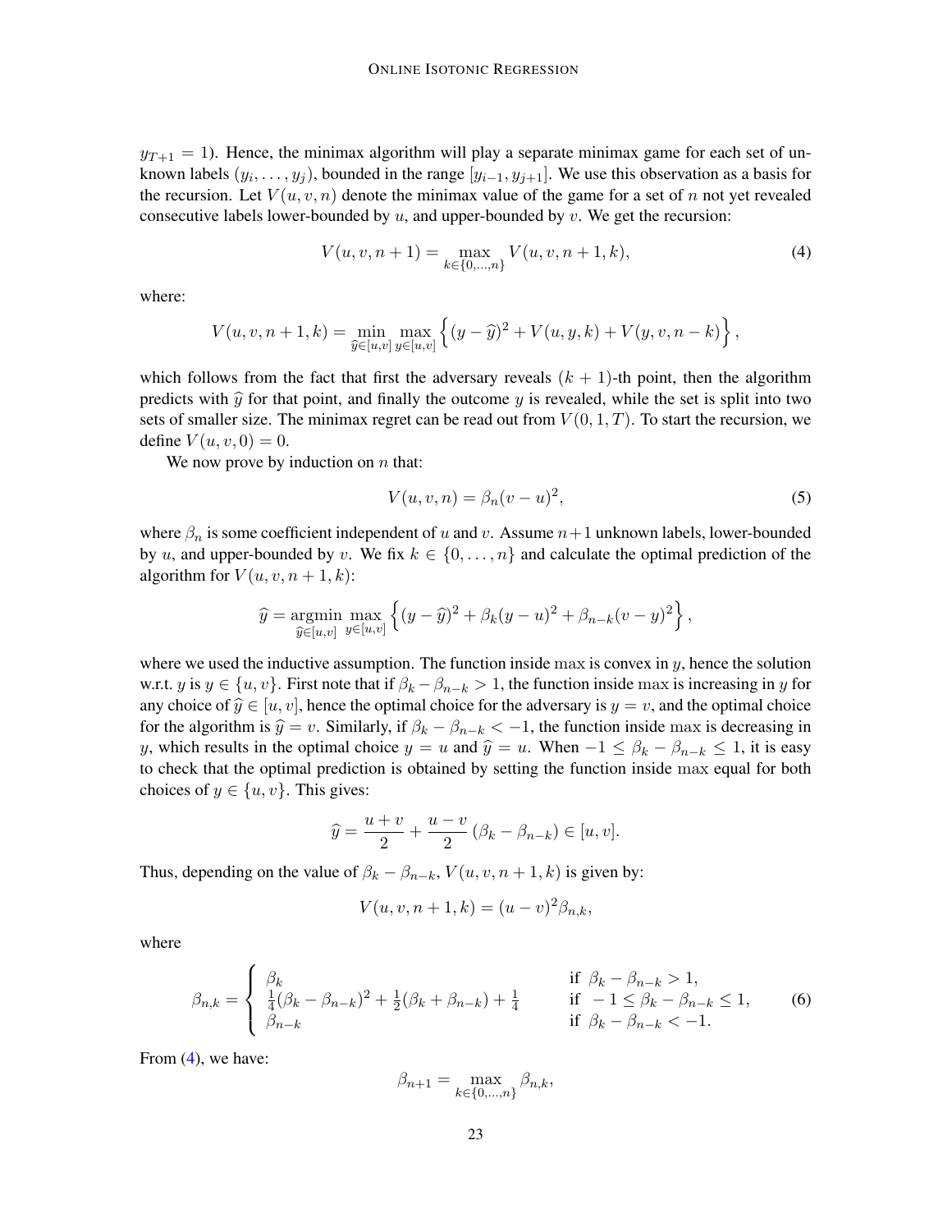$y_{T+1} = 1$). Hence, the minimax algorithm will play a separate minimax game for each set of unknown labels $(y_i, \ldots, y_j)$, bounded in the range $[y_{i-1}, y_{j+1}]$. We use this observation as a basis for the recursion. Let $V(u, v, n)$ denote the minimax value of the game for a set of $n$ not yet revealed consecutive labels lower-bounded by $u$, and upper-bounded by $v$. We get the recursion:

$$V(u, v, n+1) = \max_{k \in \{0, \ldots, n\}} V(u, v, n+1, k), \tag{4}$$

where:

$$V(u, v, n+1, k) = \min_{\widehat{y} \in [u,v]} \max_{y \in [u,v]} \left\{ (y - \widehat{y})^2 + V(u, y, k) + V(y, v, n-k) \right\},$$

which follows from the fact that first the adversary reveals $(k+1)$-th point, then the algorithm predicts with $\widehat{y}$ for that point, and finally the outcome $y$ is revealed, while the set is split into two sets of smaller size. The minimax regret can be read out from $V(0, 1, T)$. To start the recursion, we define $V(u, v, 0) = 0$.

We now prove by induction on $n$ that:

$$V(u, v, n) = \beta_n (v - u)^2, \tag{5}$$

where $\beta_n$ is some coefficient independent of $u$ and $v$. Assume $n+1$ unknown labels, lower-bounded by $u$, and upper-bounded by $v$. We fix $k \in \{0, \ldots, n\}$ and calculate the optimal prediction of the algorithm for $V(u, v, n+1, k)$:

$$\widehat{y} = \operatorname*{argmin}_{\widehat{y} \in [u,v]} \max_{y \in [u,v]} \left\{ (y - \widehat{y})^2 + \beta_k (y - u)^2 + \beta_{n-k} (v - y)^2 \right\},$$

where we used the inductive assumption. The function inside $\max$ is convex in $y$, hence the solution w.r.t. $y$ is $y \in \{u, v\}$. First note that if $\beta_k - \beta_{n-k} > 1$, the function inside $\max$ is increasing in $y$ for any choice of $\widehat{y} \in [u, v]$, hence the optimal choice for the adversary is $y = v$, and the optimal choice for the algorithm is $\widehat{y} = v$. Similarly, if $\beta_k - \beta_{n-k} < -1$, the function inside $\max$ is decreasing in $y$, which results in the optimal choice $y = u$ and $\widehat{y} = u$. When $-1 \leq \beta_k - \beta_{n-k} \leq 1$, it is easy to check that the optimal prediction is obtained by setting the function inside $\max$ equal for both choices of $y \in \{u, v\}$. This gives:

$$\widehat{y} = \frac{u + v}{2} + \frac{u - v}{2} \left( \beta_k - \beta_{n-k} \right) \in [u, v].$$

Thus, depending on the value of $\beta_k - \beta_{n-k}$, $V(u, v, n+1, k)$ is given by:

$$V(u, v, n+1, k) = (u - v)^2 \beta_{n,k},$$

where

$$\beta_{n,k} = \begin{cases} \beta_k & \text{if } \beta_k - \beta_{n-k} > 1, \\ \frac{1}{4}(\beta_k - \beta_{n-k})^2 + \frac{1}{2}(\beta_k + \beta_{n-k}) + \frac{1}{4} & \text{if } -1 \leq \beta_k - \beta_{n-k} \leq 1, \\ \beta_{n-k} & \text{if } \beta_k - \beta_{n-k} < -1. \end{cases} \tag{6}$$

From (4), we have:

$$\beta_{n+1} = \max_{k \in \{0, \ldots, n\}} \beta_{n,k},$$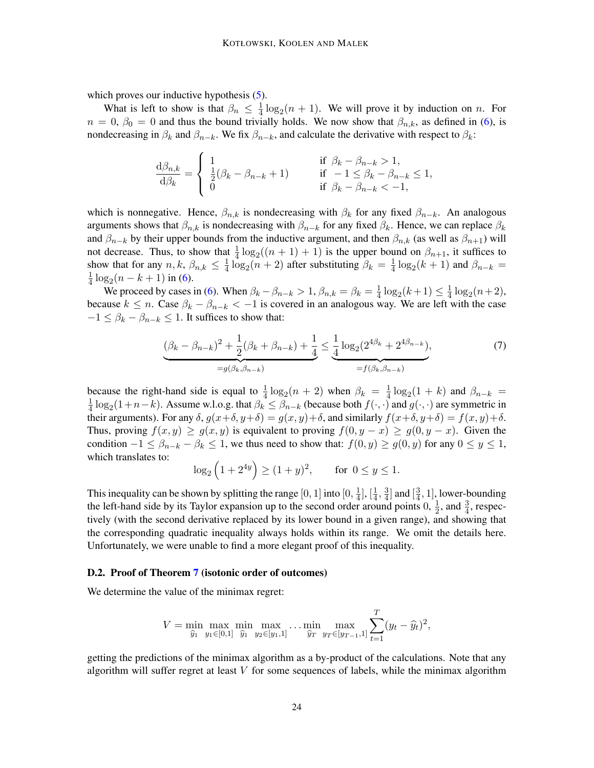which proves our inductive hypothesis (5).

What is left to show is that $\beta_n \le \frac{1}{4}\log_2(n+1)$. We will prove it by induction on $n$. For $n = 0$, $\beta_0 = 0$ and thus the bound trivially holds. We now show that $\beta_{n,k}$, as defined in (6), is nondecreasing in $\beta_k$ and $\beta_{n-k}$. We fix $\beta_{n-k}$, and calculate the derivative with respect to $\beta_k$:

$$\frac{\mathrm{d}\beta_{n,k}}{\mathrm{d}\beta_k} = \begin{cases} 1 & \text{if } \beta_k - \beta_{n-k} > 1, \\ \frac{1}{2}(\beta_k - \beta_{n-k} + 1) & \text{if } -1 \le \beta_k - \beta_{n-k} \le 1, \\ 0 & \text{if } \beta_k - \beta_{n-k} < -1, \end{cases}$$

which is nonnegative. Hence, $\beta_{n,k}$ is nondecreasing with $\beta_k$ for any fixed $\beta_{n-k}$. An analogous arguments shows that $\beta_{n,k}$ is nondecreasing with $\beta_{n-k}$ for any fixed $\beta_k$. Hence, we can replace $\beta_k$ and $\beta_{n-k}$ by their upper bounds from the inductive argument, and then $\beta_{n,k}$ (as well as $\beta_{n+1}$) will not decrease. Thus, to show that $\frac{1}{4}\log_2((n+1)+1)$ is the upper bound on $\beta_{n+1}$, it suffices to show that for any $n, k$, $\beta_{n,k} \le \frac{1}{4}\log_2(n+2)$ after substituting $\beta_k = \frac{1}{4}\log_2(k+1)$ and $\beta_{n-k} = \frac{1}{4}\log_2(n-k+1)$ in (6).

We proceed by cases in (6). When $\beta_k - \beta_{n-k} > 1$, $\beta_{n,k} = \beta_k = \frac{1}{4}\log_2(k+1) \le \frac{1}{4}\log_2(n+2)$, because $k \le n$. Case $\beta_k - \beta_{n-k} < -1$ is covered in an analogous way. We are left with the case $-1 \le \beta_k - \beta_{n-k} \le 1$. It suffices to show that:

$$\underbrace{(\beta_k - \beta_{n-k})^2 + \frac{1}{2}(\beta_k + \beta_{n-k}) + \frac{1}{4}}_{=g(\beta_k, \beta_{n-k})} \le \underbrace{\frac{1}{4}\log_2(2^{4\beta_k} + 2^{4\beta_{n-k}})}_{=f(\beta_k, \beta_{n-k})}, \tag{7}$$

because the right-hand side is equal to $\frac{1}{4}\log_2(n+2)$ when $\beta_k = \frac{1}{4}\log_2(1+k)$ and $\beta_{n-k} = \frac{1}{4}\log_2(1+n-k)$. Assume w.l.o.g. that $\beta_k \le \beta_{n-k}$ (because both $f(\cdot,\cdot)$ and $g(\cdot,\cdot)$ are symmetric in their arguments). For any $\delta$, $g(x+\delta, y+\delta) = g(x,y)+\delta$, and similarly $f(x+\delta, y+\delta) = f(x,y)+\delta$. Thus, proving $f(x,y) \ge g(x,y)$ is equivalent to proving $f(0, y-x) \ge g(0, y-x)$. Given the condition $-1 \le \beta_{n-k} - \beta_k \le 1$, we thus need to show that: $f(0,y) \ge g(0,y)$ for any $0 \le y \le 1$, which translates to:

$$\log_2\left(1 + 2^{4y}\right) \ge (1+y)^2, \qquad \text{for } 0 \le y \le 1.$$

This inequality can be shown by splitting the range $[0,1]$ into $[0, \frac{1}{4}]$, $[\frac{1}{4}, \frac{3}{4}]$ and $[\frac{3}{4}, 1]$, lower-bounding the left-hand side by its Taylor expansion up to the second order around points $0$, $\frac{1}{2}$, and $\frac{3}{4}$, respectively (with the second derivative replaced by its lower bound in a given range), and showing that the corresponding quadratic inequality always holds within its range. We omit the details here. Unfortunately, we were unable to find a more elegant proof of this inequality.

### D.2. Proof of Theorem 7 (isotonic order of outcomes)

We determine the value of the minimax regret:

$$V = \min_{\widehat{y}_1} \max_{y_1 \in [0,1]} \min_{\widehat{y}_1} \max_{y_2 \in [y_1, 1]} \ldots \min_{\widehat{y}_T} \max_{y_T \in [y_{T-1}, 1]} \sum_{t=1}^{T} (y_t - \widehat{y}_t)^2,$$

getting the predictions of the minimax algorithm as a by-product of the calculations. Note that any algorithm will suffer regret at least $V$ for some sequences of labels, while the minimax algorithm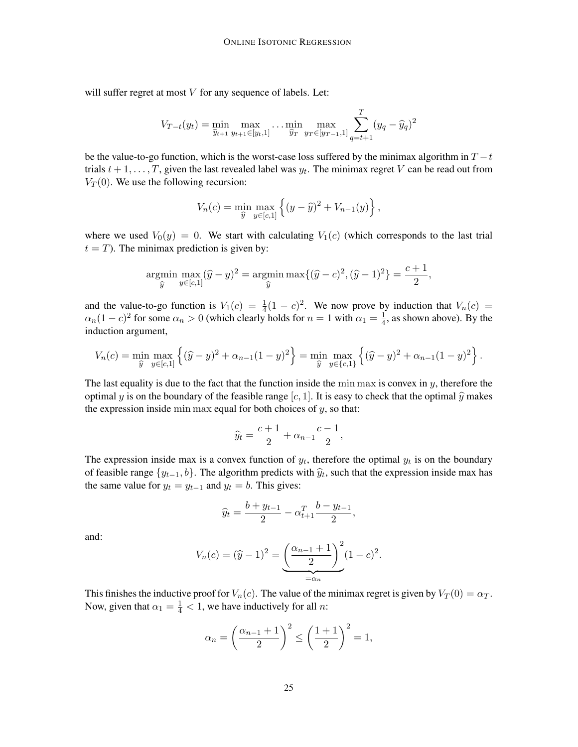will suffer regret at most $V$ for any sequence of labels. Let:

$$V_{T-t}(y_t) = \min_{\widehat{y}_{t+1}} \max_{y_{t+1} \in [y_t, 1]} \ldots \min_{\widehat{y}_T} \max_{y_T \in [y_{T-1}, 1]} \sum_{q=t+1}^{T} (y_q - \widehat{y}_q)^2$$

be the value-to-go function, which is the worst-case loss suffered by the minimax algorithm in $T-t$ trials $t+1, \ldots, T$, given the last revealed label was $y_t$. The minimax regret $V$ can be read out from $V_T(0)$. We use the following recursion:

$$V_n(c) = \min_{\widehat{y}} \max_{y \in [c,1]} \left\{ (y - \widehat{y})^2 + V_{n-1}(y) \right\},$$

where we used $V_0(y) = 0$. We start with calculating $V_1(c)$ (which corresponds to the last trial $t = T$). The minimax prediction is given by:

$$\operatorname*{argmin}_{\widehat{y}} \max_{y \in [c,1]} (\widehat{y} - y)^2 = \operatorname*{argmin}_{\widehat{y}} \max\{(\widehat{y} - c)^2, (\widehat{y} - 1)^2\} = \frac{c+1}{2},$$

and the value-to-go function is $V_1(c) = \frac{1}{4}(1-c)^2$. We now prove by induction that $V_n(c) = \alpha_n (1-c)^2$ for some $\alpha_n > 0$ (which clearly holds for $n = 1$ with $\alpha_1 = \frac{1}{4}$, as shown above). By the induction argument,

$$V_n(c) = \min_{\widehat{y}} \max_{y \in [c,1]} \left\{ (\widehat{y} - y)^2 + \alpha_{n-1}(1-y)^2 \right\} = \min_{\widehat{y}} \max_{y \in \{c,1\}} \left\{ (\widehat{y} - y)^2 + \alpha_{n-1}(1-y)^2 \right\}.$$

The last equality is due to the fact that the function inside the $\min \max$ is convex in $y$, therefore the optimal $y$ is on the boundary of the feasible range $[c, 1]$. It is easy to check that the optimal $\widehat{y}$ makes the expression inside $\min \max$ equal for both choices of $y$, so that:

$$\widehat{y}_t = \frac{c+1}{2} + \alpha_{n-1} \frac{c-1}{2},$$

The expression inside max is a convex function of $y_t$, therefore the optimal $y_t$ is on the boundary of feasible range $\{y_{t-1}, b\}$. The algorithm predicts with $\widehat{y}_t$, such that the expression inside max has the same value for $y_t = y_{t-1}$ and $y_t = b$. This gives:

$$\widehat{y}_t = \frac{b + y_{t-1}}{2} - \alpha_{t+1}^T \frac{b - y_{t-1}}{2},$$

and:

$$V_n(c) = (\widehat{y} - 1)^2 = \underbrace{\left( \frac{\alpha_{n-1} + 1}{2} \right)^2}_{= \alpha_n} (1-c)^2.$$

This finishes the inductive proof for $V_n(c)$. The value of the minimax regret is given by $V_T(0) = \alpha_T$. Now, given that $\alpha_1 = \frac{1}{4} < 1$, we have inductively for all $n$:

$$\alpha_n = \left( \frac{\alpha_{n-1} + 1}{2} \right)^2 \leq \left( \frac{1+1}{2} \right)^2 = 1,$$